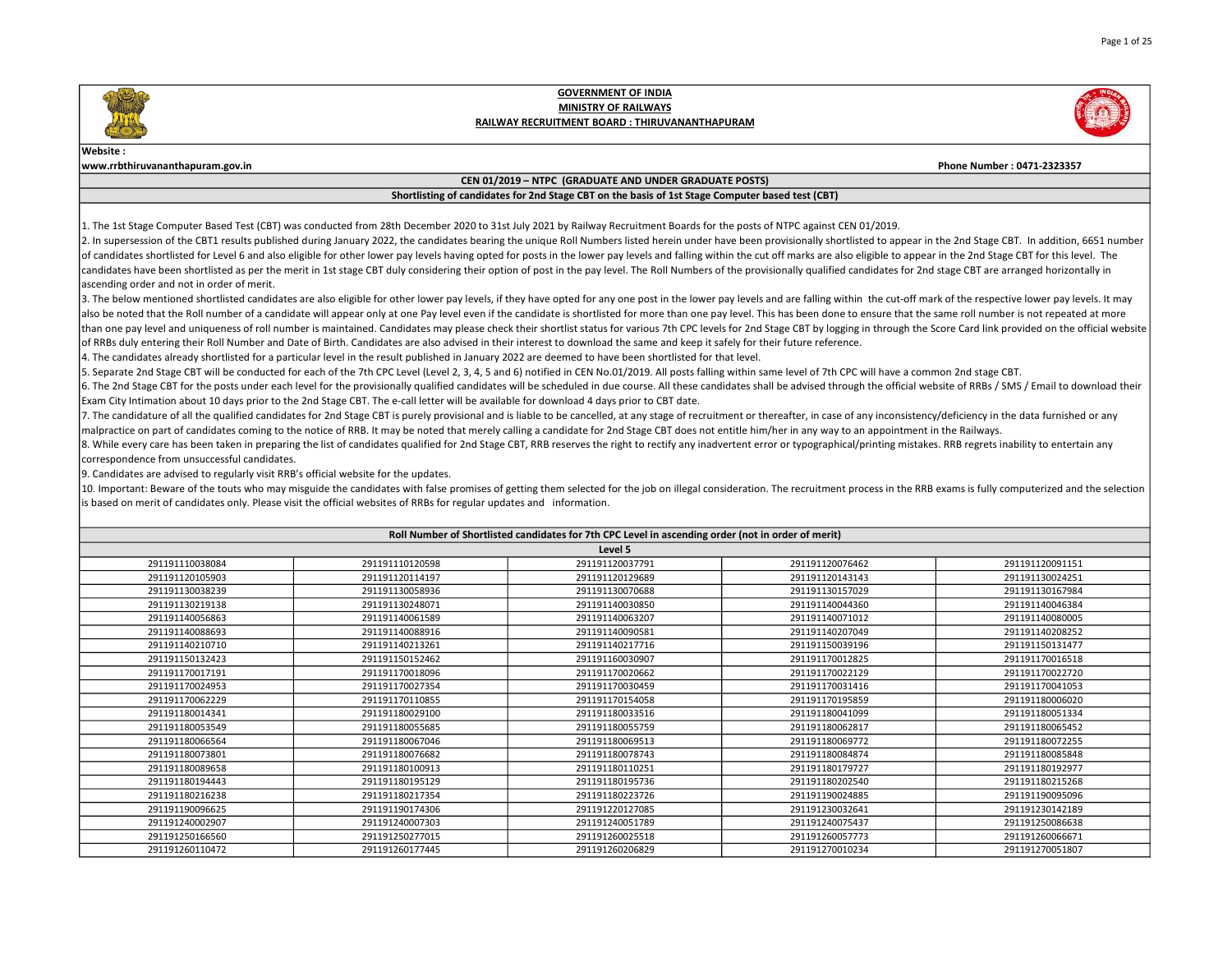**GOVERNMENT OF INDIA**
**MINISTRY OF RAILWAYS**
**RAILWAY RECRUITMENT BOARD : THIRUVANANTHAPURAM**

**Website :**
**www.rrbthiruvananthapuram.gov.in**

**Phone Number : 0471-2323357**

**CEN 01/2019 – NTPC (GRADUATE AND UNDER GRADUATE POSTS)**

**Shortlisting of candidates for 2nd Stage CBT on the basis of 1st Stage Computer based test (CBT)**

1. The 1st Stage Computer Based Test (CBT) was conducted from 28th December 2020 to 31st July 2021 by Railway Recruitment Boards for the posts of NTPC against CEN 01/2019.
2. In supersession of the CBT1 results published during January 2022, the candidates bearing the unique Roll Numbers listed herein under have been provisionally shortlisted to appear in the 2nd Stage CBT. In addition, 6651 number of candidates shortlisted for Level 6 and also eligible for other lower pay levels having opted for posts in the lower pay levels and falling within the cut off marks are also eligible to appear in the 2nd Stage CBT for this level. The candidates have been shortlisted as per the merit in 1st stage CBT duly considering their option of post in the pay level. The Roll Numbers of the provisionally qualified candidates for 2nd stage CBT are arranged horizontally in ascending order and not in order of merit.
3. The below mentioned shortlisted candidates are also eligible for other lower pay levels, if they have opted for any one post in the lower pay levels and are falling within the cut-off mark of the respective lower pay levels. It may also be noted that the Roll number of a candidate will appear only at one Pay level even if the candidate is shortlisted for more than one pay level. This has been done to ensure that the same roll number is not repeated at more than one pay level and uniqueness of roll number is maintained. Candidates may please check their shortlist status for various 7th CPC levels for 2nd Stage CBT by logging in through the Score Card link provided on the official website of RRBs duly entering their Roll Number and Date of Birth. Candidates are also advised in their interest to download the same and keep it safely for their future reference.
4. The candidates already shortlisted for a particular level in the result published in January 2022 are deemed to have been shortlisted for that level.
5. Separate 2nd Stage CBT will be conducted for each of the 7th CPC Level (Level 2, 3, 4, 5 and 6) notified in CEN No.01/2019. All posts falling within same level of 7th CPC will have a common 2nd stage CBT.
6. The 2nd Stage CBT for the posts under each level for the provisionally qualified candidates will be scheduled in due course. All these candidates shall be advised through the official website of RRBs / SMS / Email to download their Exam City Intimation about 10 days prior to the 2nd Stage CBT. The e-call letter will be available for download 4 days prior to CBT date.
7. The candidature of all the qualified candidates for 2nd Stage CBT is purely provisional and is liable to be cancelled, at any stage of recruitment or thereafter, in case of any inconsistency/deficiency in the data furnished or any malpractice on part of candidates coming to the notice of RRB. It may be noted that merely calling a candidate for 2nd Stage CBT does not entitle him/her in any way to an appointment in the Railways.
8. While every care has been taken in preparing the list of candidates qualified for 2nd Stage CBT, RRB reserves the right to rectify any inadvertent error or typographical/printing mistakes. RRB regrets inability to entertain any correspondence from unsuccessful candidates.
9. Candidates are advised to regularly visit RRB's official website for the updates.
10. Important: Beware of the touts who may misguide the candidates with false promises of getting them selected for the job on illegal consideration. The recruitment process in the RRB exams is fully computerized and the selection is based on merit of candidates only. Please visit the official websites of RRBs for regular updates and information.

**Roll Number of Shortlisted candidates for 7th CPC Level in ascending order (not in order of merit)**

**Level 5**

| | | | | |
|---|---|---|---|---|
| 291191110038084 | 291191110120598 | 291191120037791 | 291191120076462 | 291191120091151 |
| 291191120105903 | 291191120114197 | 291191120129689 | 291191120143143 | 291191130024251 |
| 291191130038239 | 291191130058936 | 291191130070688 | 291191130157029 | 291191130167984 |
| 291191130219138 | 291191130248071 | 291191140030850 | 291191140044360 | 291191140046384 |
| 291191140056863 | 291191140061589 | 291191140063207 | 291191140071012 | 291191140080005 |
| 291191140088693 | 291191140088916 | 291191140090581 | 291191140207049 | 291191140208252 |
| 291191140210710 | 291191140213261 | 291191140217716 | 291191150039196 | 291191150131477 |
| 291191150132423 | 291191150152462 | 291191160030907 | 291191170012825 | 291191170016518 |
| 291191170017191 | 291191170018096 | 291191170020662 | 291191170022129 | 291191170022720 |
| 291191170024953 | 291191170027354 | 291191170030459 | 291191170031416 | 291191170041053 |
| 291191170062229 | 291191170110855 | 291191170154058 | 291191170195859 | 291191180006020 |
| 291191180014341 | 291191180029100 | 291191180033516 | 291191180041099 | 291191180051334 |
| 291191180053549 | 291191180055685 | 291191180055759 | 291191180062817 | 291191180065452 |
| 291191180066564 | 291191180067046 | 291191180069513 | 291191180069772 | 291191180072255 |
| 291191180073801 | 291191180076682 | 291191180078743 | 291191180084874 | 291191180085848 |
| 291191180089658 | 291191180100913 | 291191180110251 | 291191180179727 | 291191180192977 |
| 291191180194443 | 291191180195129 | 291191180195736 | 291191180202540 | 291191180215268 |
| 291191180216238 | 291191180217354 | 291191180223726 | 291191190024885 | 291191190095096 |
| 291191190096625 | 291191190174306 | 291191220127085 | 291191230032641 | 291191230142189 |
| 291191240002907 | 291191240007303 | 291191240051789 | 291191240075437 | 291191250086638 |
| 291191250166560 | 291191250277015 | 291191260025518 | 291191260057773 | 291191260066671 |
| 291191260110472 | 291191260177445 | 291191260206829 | 291191270010234 | 291191270051807 |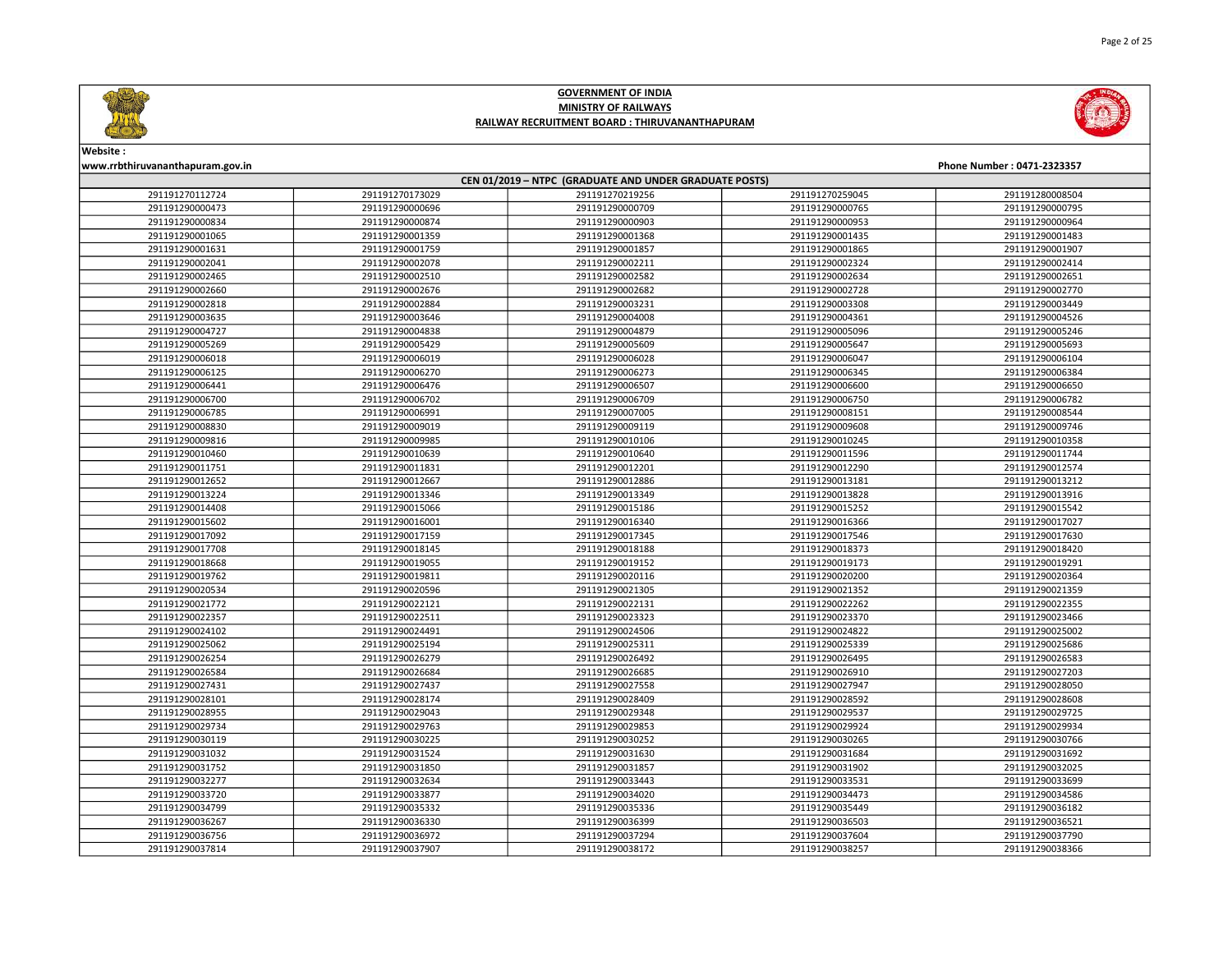# GOVERNMENT OF INDIA

## MINISTRY OF RAILWAYS

## RAILWAY RECRUITMENT BOARD : THIRUVANANTHAPURAM

Website :
www.rrbthiruvananthapuram.gov.in

Phone Number : 0471-2323357

CEN 01/2019 – NTPC (GRADUATE AND UNDER GRADUATE POSTS)

| | | | | |
|---|---|---|---|---|
| 291191270112724 | 291191270173029 | 291191270219256 | 291191270259045 | 291191280008504 |
| 291191290000473 | 291191290000696 | 291191290000709 | 291191290000765 | 291191290000795 |
| 291191290000834 | 291191290000874 | 291191290000903 | 291191290000953 | 291191290000964 |
| 291191290001065 | 291191290001359 | 291191290001368 | 291191290001435 | 291191290001483 |
| 291191290001631 | 291191290001759 | 291191290001857 | 291191290001865 | 291191290001907 |
| 291191290002041 | 291191290002078 | 291191290002211 | 291191290002324 | 291191290002414 |
| 291191290002465 | 291191290002510 | 291191290002582 | 291191290002634 | 291191290002651 |
| 291191290002660 | 291191290002676 | 291191290002682 | 291191290002728 | 291191290002770 |
| 291191290002818 | 291191290002884 | 291191290003231 | 291191290003308 | 291191290003449 |
| 291191290003635 | 291191290003646 | 291191290004008 | 291191290004361 | 291191290004526 |
| 291191290004727 | 291191290004838 | 291191290004879 | 291191290005096 | 291191290005246 |
| 291191290005269 | 291191290005429 | 291191290005609 | 291191290005647 | 291191290005693 |
| 291191290006018 | 291191290006019 | 291191290006028 | 291191290006047 | 291191290006104 |
| 291191290006125 | 291191290006270 | 291191290006273 | 291191290006345 | 291191290006384 |
| 291191290006441 | 291191290006476 | 291191290006507 | 291191290006600 | 291191290006650 |
| 291191290006700 | 291191290006702 | 291191290006709 | 291191290006750 | 291191290006782 |
| 291191290006785 | 291191290006991 | 291191290007005 | 291191290008151 | 291191290008544 |
| 291191290008830 | 291191290009019 | 291191290009119 | 291191290009608 | 291191290009746 |
| 291191290009816 | 291191290009985 | 291191290010106 | 291191290010245 | 291191290010358 |
| 291191290010460 | 291191290010639 | 291191290010640 | 291191290011596 | 291191290011744 |
| 291191290011751 | 291191290011831 | 291191290012201 | 291191290012290 | 291191290012574 |
| 291191290012652 | 291191290012667 | 291191290012886 | 291191290013181 | 291191290013212 |
| 291191290013224 | 291191290013346 | 291191290013349 | 291191290013828 | 291191290013916 |
| 291191290014408 | 291191290015066 | 291191290015186 | 291191290015252 | 291191290015542 |
| 291191290015602 | 291191290016001 | 291191290016340 | 291191290016366 | 291191290017027 |
| 291191290017092 | 291191290017159 | 291191290017345 | 291191290017546 | 291191290017630 |
| 291191290017708 | 291191290018145 | 291191290018188 | 291191290018373 | 291191290018420 |
| 291191290018668 | 291191290019055 | 291191290019152 | 291191290019173 | 291191290019291 |
| 291191290019762 | 291191290019811 | 291191290020116 | 291191290020200 | 291191290020364 |
| 291191290020534 | 291191290020596 | 291191290021305 | 291191290021352 | 291191290021359 |
| 291191290021772 | 291191290022121 | 291191290022131 | 291191290022262 | 291191290022355 |
| 291191290022357 | 291191290022511 | 291191290023323 | 291191290023370 | 291191290023466 |
| 291191290024102 | 291191290024491 | 291191290024506 | 291191290024822 | 291191290025002 |
| 291191290025062 | 291191290025194 | 291191290025311 | 291191290025339 | 291191290025686 |
| 291191290026254 | 291191290026279 | 291191290026492 | 291191290026495 | 291191290026583 |
| 291191290026584 | 291191290026684 | 291191290026685 | 291191290026910 | 291191290027203 |
| 291191290027431 | 291191290027437 | 291191290027558 | 291191290027947 | 291191290028050 |
| 291191290028101 | 291191290028174 | 291191290028409 | 291191290028592 | 291191290028608 |
| 291191290028955 | 291191290029043 | 291191290029348 | 291191290029537 | 291191290029725 |
| 291191290029734 | 291191290029763 | 291191290029853 | 291191290029924 | 291191290029934 |
| 291191290030119 | 291191290030252 | 291191290030265 | 291191290030766 | 291191290030766 |
| 291191290031032 | 291191290031524 | 291191290031630 | 291191290031684 | 291191290031692 |
| 291191290031752 | 291191290031850 | 291191290031857 | 291191290031902 | 291191290032025 |
| 291191290032277 | 291191290032634 | 291191290033443 | 291191290033531 | 291191290033699 |
| 291191290033720 | 291191290033877 | 291191290034020 | 291191290034473 | 291191290034586 |
| 291191290034799 | 291191290035332 | 291191290035336 | 291191290035449 | 291191290036182 |
| 291191290036267 | 291191290036330 | 291191290036399 | 291191290036503 | 291191290036521 |
| 291191290036756 | 291191290036972 | 291191290037294 | 291191290037604 | 291191290037790 |
| 291191290037814 | 291191290037907 | 291191290038172 | 291191290038257 | 291191290038366 |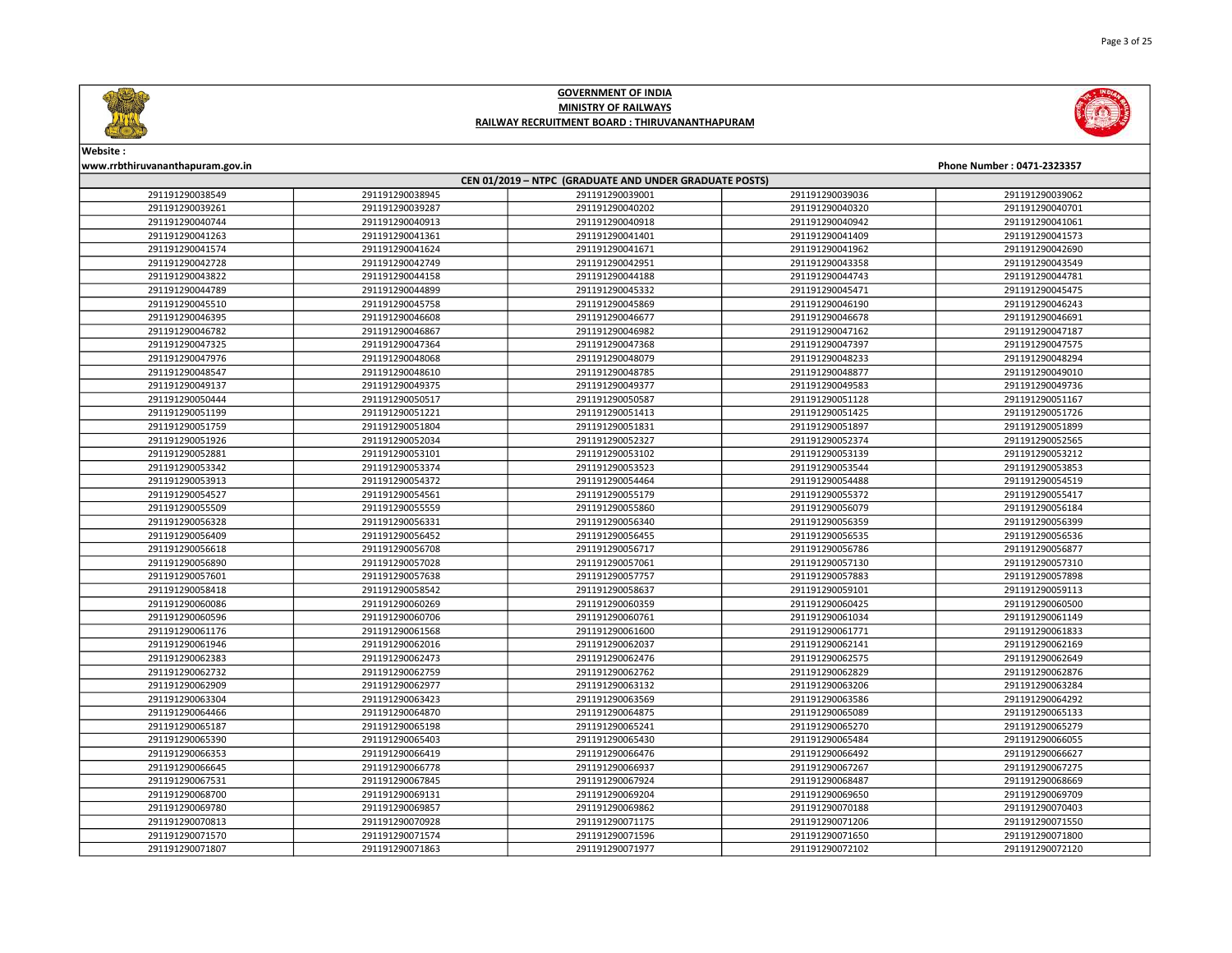**GOVERNMENT OF INDIA**
**MINISTRY OF RAILWAYS**
**RAILWAY RECRUITMENT BOARD : THIRUVANANTHAPURAM**

**Website :**
**www.rrbthiruvananthapuram.gov.in**

**Phone Number : 0471-2323357**

**CEN 01/2019 – NTPC (GRADUATE AND UNDER GRADUATE POSTS)**

| | | | | |
|---|---|---|---|---|
| 291191290038549 | 291191290038945 | 291191290039001 | 291191290039036 | 291191290039062 |
| 291191290039261 | 291191290039287 | 291191290040202 | 291191290040320 | 291191290040701 |
| 291191290040744 | 291191290040913 | 291191290040918 | 291191290040942 | 291191290041061 |
| 291191290041263 | 291191290041361 | 291191290041401 | 291191290041409 | 291191290041573 |
| 291191290041574 | 291191290041624 | 291191290041671 | 291191290041962 | 291191290042690 |
| 291191290042728 | 291191290042749 | 291191290042951 | 291191290043358 | 291191290043549 |
| 291191290043822 | 291191290044158 | 291191290044188 | 291191290044743 | 291191290044781 |
| 291191290044789 | 291191290044899 | 291191290045332 | 291191290045471 | 291191290045475 |
| 291191290045510 | 291191290045758 | 291191290045869 | 291191290046190 | 291191290046243 |
| 291191290046395 | 291191290046608 | 291191290046677 | 291191290046678 | 291191290046691 |
| 291191290046782 | 291191290046867 | 291191290046982 | 291191290047162 | 291191290047187 |
| 291191290047325 | 291191290047364 | 291191290047368 | 291191290047397 | 291191290047575 |
| 291191290047976 | 291191290048068 | 291191290048079 | 291191290048233 | 291191290048294 |
| 291191290048547 | 291191290048610 | 291191290048785 | 291191290048877 | 291191290049010 |
| 291191290049137 | 291191290049375 | 291191290049377 | 291191290049583 | 291191290049736 |
| 291191290050444 | 291191290050517 | 291191290050587 | 291191290051128 | 291191290051167 |
| 291191290051199 | 291191290051221 | 291191290051413 | 291191290051425 | 291191290051726 |
| 291191290051759 | 291191290051804 | 291191290051831 | 291191290051897 | 291191290051899 |
| 291191290051926 | 291191290052034 | 291191290052327 | 291191290052374 | 291191290052565 |
| 291191290052881 | 291191290053101 | 291191290053102 | 291191290053139 | 291191290053212 |
| 291191290053342 | 291191290053374 | 291191290053523 | 291191290053544 | 291191290053853 |
| 291191290053913 | 291191290054372 | 291191290054464 | 291191290054488 | 291191290054519 |
| 291191290054527 | 291191290054561 | 291191290055179 | 291191290055372 | 291191290055417 |
| 291191290055509 | 291191290055559 | 291191290055860 | 291191290056079 | 291191290056184 |
| 291191290056328 | 291191290056331 | 291191290056340 | 291191290056359 | 291191290056399 |
| 291191290056409 | 291191290056452 | 291191290056455 | 291191290056535 | 291191290056536 |
| 291191290056618 | 291191290056708 | 291191290056717 | 291191290056786 | 291191290056877 |
| 291191290056890 | 291191290057028 | 291191290057061 | 291191290057130 | 291191290057310 |
| 291191290057601 | 291191290057638 | 291191290057757 | 291191290057883 | 291191290057898 |
| 291191290058418 | 291191290058542 | 291191290058637 | 291191290059101 | 291191290059113 |
| 291191290060086 | 291191290060269 | 291191290060359 | 291191290060425 | 291191290060500 |
| 291191290060596 | 291191290060706 | 291191290060761 | 291191290061034 | 291191290061149 |
| 291191290061176 | 291191290061568 | 291191290061600 | 291191290061771 | 291191290061833 |
| 291191290061946 | 291191290062016 | 291191290062037 | 291191290062141 | 291191290062169 |
| 291191290062383 | 291191290062473 | 291191290062476 | 291191290062575 | 291191290062649 |
| 291191290062732 | 291191290062759 | 291191290062762 | 291191290062829 | 291191290062876 |
| 291191290062909 | 291191290062977 | 291191290063132 | 291191290063206 | 291191290063284 |
| 291191290063304 | 291191290063423 | 291191290063569 | 291191290063586 | 291191290064292 |
| 291191290064466 | 291191290064870 | 291191290064875 | 291191290065089 | 291191290065133 |
| 291191290065187 | 291191290065198 | 291191290065241 | 291191290065270 | 291191290065279 |
| 291191290065390 | 291191290065403 | 291191290065430 | 291191290065484 | 291191290066055 |
| 291191290066353 | 291191290066419 | 291191290066476 | 291191290066492 | 291191290066627 |
| 291191290066645 | 291191290066778 | 291191290066937 | 291191290067267 | 291191290067275 |
| 291191290067531 | 291191290067845 | 291191290067924 | 291191290068487 | 291191290068669 |
| 291191290068700 | 291191290069131 | 291191290069204 | 291191290069650 | 291191290069709 |
| 291191290069780 | 291191290069857 | 291191290069862 | 291191290070188 | 291191290070403 |
| 291191290070813 | 291191290070928 | 291191290071175 | 291191290071206 | 291191290071550 |
| 291191290071570 | 291191290071574 | 291191290071596 | 291191290071650 | 291191290071800 |
| 291191290071807 | 291191290071863 | 291191290071977 | 291191290072102 | 291191290072120 |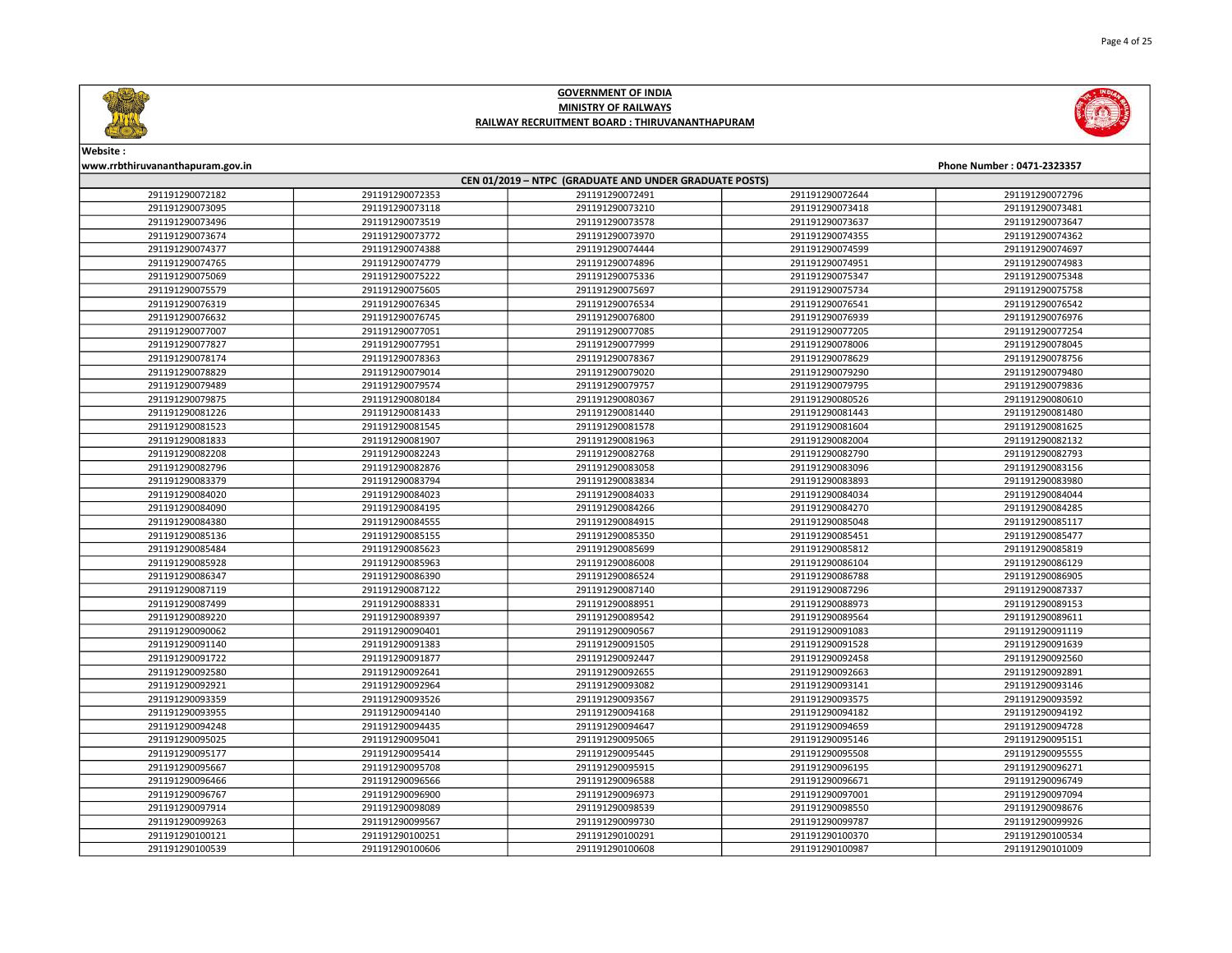**GOVERNMENT OF INDIA**
**MINISTRY OF RAILWAYS**
**RAILWAY RECRUITMENT BOARD : THIRUVANANTHAPURAM**

**Website :**
**www.rrbthiruvananthapuram.gov.in**

**Phone Number : 0471-2323357**

**CEN 01/2019 – NTPC (GRADUATE AND UNDER GRADUATE POSTS)**

| | | | | |
|---|---|---|---|---|
| 291191290072182 | 291191290072353 | 291191290072491 | 291191290072644 | 291191290072796 |
| 291191290073095 | 291191290073118 | 291191290073210 | 291191290073418 | 291191290073481 |
| 291191290073496 | 291191290073519 | 291191290073578 | 291191290073637 | 291191290073647 |
| 291191290073674 | 291191290073772 | 291191290073970 | 291191290074355 | 291191290074362 |
| 291191290074377 | 291191290074388 | 291191290074444 | 291191290074599 | 291191290074697 |
| 291191290074765 | 291191290074779 | 291191290074896 | 291191290074951 | 291191290074983 |
| 291191290075069 | 291191290075222 | 291191290075336 | 291191290075347 | 291191290075348 |
| 291191290075579 | 291191290075605 | 291191290075697 | 291191290075734 | 291191290075758 |
| 291191290076319 | 291191290076345 | 291191290076534 | 291191290076541 | 291191290076542 |
| 291191290076632 | 291191290076745 | 291191290076800 | 291191290076939 | 291191290076976 |
| 291191290077007 | 291191290077051 | 291191290077085 | 291191290077205 | 291191290077254 |
| 291191290077827 | 291191290077951 | 291191290077999 | 291191290078006 | 291191290078045 |
| 291191290078174 | 291191290078363 | 291191290078367 | 291191290078629 | 291191290078756 |
| 291191290078829 | 291191290079014 | 291191290079020 | 291191290079290 | 291191290079480 |
| 291191290079489 | 291191290079574 | 291191290079757 | 291191290079795 | 291191290079836 |
| 291191290079875 | 291191290080184 | 291191290080367 | 291191290080526 | 291191290080610 |
| 291191290081226 | 291191290081433 | 291191290081440 | 291191290081443 | 291191290081480 |
| 291191290081523 | 291191290081545 | 291191290081578 | 291191290081604 | 291191290081625 |
| 291191290081833 | 291191290081907 | 291191290081963 | 291191290082004 | 291191290082132 |
| 291191290082208 | 291191290082243 | 291191290082768 | 291191290082790 | 291191290082793 |
| 291191290082796 | 291191290082876 | 291191290083058 | 291191290083096 | 291191290083156 |
| 291191290083379 | 291191290083794 | 291191290083834 | 291191290083893 | 291191290083980 |
| 291191290084020 | 291191290084023 | 291191290084033 | 291191290084034 | 291191290084044 |
| 291191290084090 | 291191290084195 | 291191290084266 | 291191290084270 | 291191290084285 |
| 291191290084380 | 291191290084555 | 291191290084915 | 291191290085048 | 291191290085117 |
| 291191290085136 | 291191290085155 | 291191290085350 | 291191290085451 | 291191290085477 |
| 291191290085484 | 291191290085623 | 291191290085699 | 291191290085812 | 291191290085819 |
| 291191290085928 | 291191290085963 | 291191290086008 | 291191290086104 | 291191290086129 |
| 291191290086347 | 291191290086390 | 291191290086524 | 291191290086788 | 291191290086905 |
| 291191290087119 | 291191290087122 | 291191290087140 | 291191290087296 | 291191290087337 |
| 291191290087499 | 291191290088331 | 291191290088951 | 291191290088973 | 291191290089153 |
| 291191290089220 | 291191290089397 | 291191290089542 | 291191290089564 | 291191290089611 |
| 291191290090062 | 291191290090401 | 291191290090567 | 291191290091083 | 291191290091119 |
| 291191290091140 | 291191290091383 | 291191290091505 | 291191290091528 | 291191290091639 |
| 291191290091722 | 291191290091877 | 291191290092447 | 291191290092458 | 291191290092560 |
| 291191290092580 | 291191290092641 | 291191290092655 | 291191290092663 | 291191290092891 |
| 291191290092921 | 291191290092964 | 291191290093082 | 291191290093141 | 291191290093146 |
| 291191290093359 | 291191290093526 | 291191290093567 | 291191290093575 | 291191290093592 |
| 291191290093955 | 291191290094140 | 291191290094168 | 291191290094182 | 291191290094192 |
| 291191290094248 | 291191290094435 | 291191290094647 | 291191290094659 | 291191290094728 |
| 291191290095025 | 291191290095041 | 291191290095065 | 291191290095146 | 291191290095151 |
| 291191290095177 | 291191290095414 | 291191290095445 | 291191290095508 | 291191290095555 |
| 291191290095667 | 291191290095708 | 291191290095915 | 291191290096195 | 291191290096271 |
| 291191290096466 | 291191290096566 | 291191290096588 | 291191290096671 | 291191290096749 |
| 291191290096767 | 291191290096900 | 291191290096973 | 291191290097001 | 291191290097094 |
| 291191290097914 | 291191290098089 | 291191290098539 | 291191290098550 | 291191290098676 |
| 291191290099263 | 291191290099567 | 291191290099730 | 291191290099787 | 291191290099926 |
| 291191290100121 | 291191290100251 | 291191290100291 | 291191290100370 | 291191290100534 |
| 291191290100539 | 291191290100606 | 291191290100608 | 291191290100987 | 291191290101009 |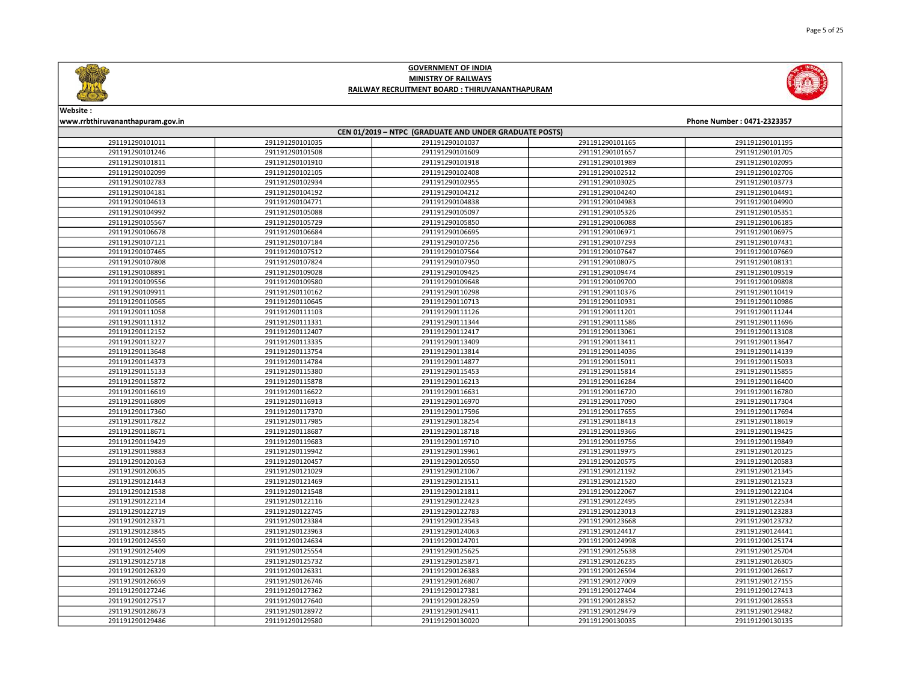# GOVERNMENT OF INDIA
## MINISTRY OF RAILWAYS
### RAILWAY RECRUITMENT BOARD : THIRUVANANTHAPURAM

**Website :**
**www.rrbthiruvananthapuram.gov.in**

**Phone Number : 0471-2323357**

**CEN 01/2019 – NTPC (GRADUATE AND UNDER GRADUATE POSTS)**

| | | | | |
|---|---|---|---|---|
| 291191290101011 | 291191290101035 | 291191290101037 | 291191290101165 | 291191290101195 |
| 291191290101246 | 291191290101508 | 291191290101609 | 291191290101657 | 291191290101705 |
| 291191290101811 | 291191290101910 | 291191290101918 | 291191290101989 | 291191290102095 |
| 291191290102099 | 291191290102105 | 291191290102408 | 291191290102512 | 291191290102706 |
| 291191290102783 | 291191290102934 | 291191290102955 | 291191290103025 | 291191290103773 |
| 291191290104181 | 291191290104192 | 291191290104212 | 291191290104240 | 291191290104491 |
| 291191290104613 | 291191290104771 | 291191290104838 | 291191290104983 | 291191290104990 |
| 291191290104992 | 291191290105088 | 291191290105097 | 291191290105326 | 291191290105351 |
| 291191290105567 | 291191290105729 | 291191290105850 | 291191290106088 | 291191290106185 |
| 291191290106678 | 291191290106684 | 291191290106695 | 291191290106971 | 291191290106975 |
| 291191290107121 | 291191290107184 | 291191290107256 | 291191290107293 | 291191290107431 |
| 291191290107465 | 291191290107512 | 291191290107564 | 291191290107647 | 291191290107669 |
| 291191290107808 | 291191290107824 | 291191290107950 | 291191290108075 | 291191290108131 |
| 291191290108891 | 291191290109028 | 291191290109425 | 291191290109474 | 291191290109519 |
| 291191290109556 | 291191290109580 | 291191290109648 | 291191290109700 | 291191290109898 |
| 291191290109911 | 291191290110162 | 291191290110298 | 291191290110376 | 291191290110419 |
| 291191290110565 | 291191290110645 | 291191290110713 | 291191290110931 | 291191290110986 |
| 291191290111058 | 291191290111103 | 291191290111126 | 291191290111201 | 291191290111244 |
| 291191290111312 | 291191290111331 | 291191290111344 | 291191290111586 | 291191290111696 |
| 291191290112152 | 291191290112407 | 291191290112417 | 291191290113061 | 291191290113108 |
| 291191290113227 | 291191290113335 | 291191290113409 | 291191290113411 | 291191290113647 |
| 291191290113648 | 291191290113754 | 291191290113814 | 291191290114036 | 291191290114139 |
| 291191290114373 | 291191290114784 | 291191290114877 | 291191290115011 | 291191290115033 |
| 291191290115133 | 291191290115380 | 291191290115453 | 291191290115814 | 291191290115855 |
| 291191290115872 | 291191290115878 | 291191290116213 | 291191290116284 | 291191290116400 |
| 291191290116619 | 291191290116622 | 291191290116631 | 291191290116720 | 291191290116780 |
| 291191290116809 | 291191290116913 | 291191290116970 | 291191290117090 | 291191290117304 |
| 291191290117360 | 291191290117370 | 291191290117596 | 291191290117655 | 291191290117694 |
| 291191290117822 | 291191290117985 | 291191290118254 | 291191290118413 | 291191290118619 |
| 291191290118671 | 291191290118687 | 291191290118718 | 291191290119366 | 291191290119425 |
| 291191290119429 | 291191290119683 | 291191290119710 | 291191290119756 | 291191290119849 |
| 291191290119883 | 291191290119942 | 291191290119961 | 291191290119975 | 291191290120125 |
| 291191290120163 | 291191290120457 | 291191290120550 | 291191290120575 | 291191290120583 |
| 291191290120635 | 291191290121029 | 291191290121067 | 291191290121192 | 291191290121345 |
| 291191290121443 | 291191290121469 | 291191290121511 | 291191290121520 | 291191290121523 |
| 291191290121538 | 291191290121548 | 291191290121811 | 291191290122067 | 291191290122104 |
| 291191290122114 | 291191290122116 | 291191290122423 | 291191290122495 | 291191290122534 |
| 291191290122719 | 291191290122745 | 291191290122783 | 291191290123013 | 291191290123283 |
| 291191290123371 | 291191290123384 | 291191290123543 | 291191290123668 | 291191290123732 |
| 291191290123845 | 291191290123963 | 291191290124063 | 291191290124417 | 291191290124441 |
| 291191290124559 | 291191290124634 | 291191290124701 | 291191290124998 | 291191290125174 |
| 291191290125409 | 291191290125554 | 291191290125625 | 291191290125638 | 291191290125704 |
| 291191290125718 | 291191290125732 | 291191290125871 | 291191290126235 | 291191290126305 |
| 291191290126329 | 291191290126331 | 291191290126383 | 291191290126594 | 291191290126617 |
| 291191290126659 | 291191290126746 | 291191290126807 | 291191290127009 | 291191290127155 |
| 291191290127246 | 291191290127362 | 291191290127381 | 291191290127404 | 291191290127413 |
| 291191290127517 | 291191290127640 | 291191290128259 | 291191290128352 | 291191290128553 |
| 291191290128673 | 291191290128972 | 291191290129411 | 291191290129479 | 291191290129482 |
| 291191290129486 | 291191290129580 | 291191290130020 | 291191290130035 | 291191290130135 |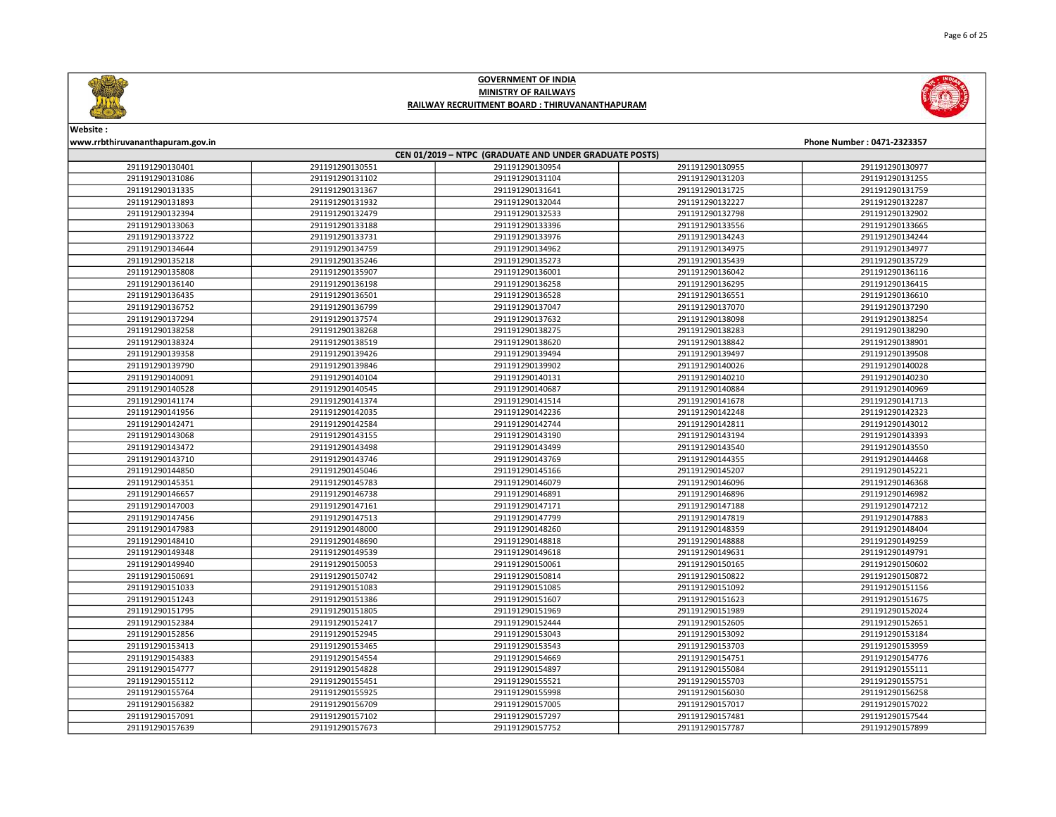# GOVERNMENT OF INDIA
## MINISTRY OF RAILWAYS
## RAILWAY RECRUITMENT BOARD : THIRUVANANTHAPURAM

**Website :**
**www.rrbthiruvananthapuram.gov.in**

**Phone Number : 0471-2323357**

### CEN 01/2019 – NTPC (GRADUATE AND UNDER GRADUATE POSTS)

| | | | | |
|---|---|---|---|---|
| 291191290130401 | 291191290130551 | 291191290130954 | 291191290130955 | 291191290130977 |
| 291191290131086 | 291191290131102 | 291191290131104 | 291191290131203 | 291191290131255 |
| 291191290131335 | 291191290131367 | 291191290131641 | 291191290131725 | 291191290131759 |
| 291191290131893 | 291191290131932 | 291191290132044 | 291191290132227 | 291191290132287 |
| 291191290132394 | 291191290132479 | 291191290132533 | 291191290132798 | 291191290132902 |
| 291191290133063 | 291191290133188 | 291191290133396 | 291191290133556 | 291191290133665 |
| 291191290133722 | 291191290133731 | 291191290133976 | 291191290134243 | 291191290134244 |
| 291191290134644 | 291191290134759 | 291191290134962 | 291191290134975 | 291191290134977 |
| 291191290135218 | 291191290135246 | 291191290135273 | 291191290135439 | 291191290135729 |
| 291191290135808 | 291191290135907 | 291191290136001 | 291191290136042 | 291191290136116 |
| 291191290136140 | 291191290136198 | 291191290136258 | 291191290136295 | 291191290136415 |
| 291191290136435 | 291191290136501 | 291191290136528 | 291191290136551 | 291191290136610 |
| 291191290136752 | 291191290136799 | 291191290137047 | 291191290137070 | 291191290137290 |
| 291191290137294 | 291191290137574 | 291191290137632 | 291191290138098 | 291191290138254 |
| 291191290138258 | 291191290138268 | 291191290138275 | 291191290138283 | 291191290138290 |
| 291191290138324 | 291191290138519 | 291191290138620 | 291191290138842 | 291191290138901 |
| 291191290139358 | 291191290139426 | 291191290139494 | 291191290139497 | 291191290139508 |
| 291191290139790 | 291191290139846 | 291191290139902 | 291191290140026 | 291191290140028 |
| 291191290140091 | 291191290140104 | 291191290140131 | 291191290140210 | 291191290140230 |
| 291191290140528 | 291191290140545 | 291191290140687 | 291191290140884 | 291191290140969 |
| 291191290141174 | 291191290141374 | 291191290141514 | 291191290141678 | 291191290141713 |
| 291191290141956 | 291191290142035 | 291191290142236 | 291191290142248 | 291191290142323 |
| 291191290142471 | 291191290142584 | 291191290142744 | 291191290142811 | 291191290143012 |
| 291191290143068 | 291191290143155 | 291191290143190 | 291191290143194 | 291191290143393 |
| 291191290143472 | 291191290143498 | 291191290143499 | 291191290143540 | 291191290143550 |
| 291191290143710 | 291191290143746 | 291191290143769 | 291191290144355 | 291191290144468 |
| 291191290144850 | 291191290145046 | 291191290145166 | 291191290145207 | 291191290145221 |
| 291191290145351 | 291191290145783 | 291191290146079 | 291191290146096 | 291191290146368 |
| 291191290146657 | 291191290146738 | 291191290146891 | 291191290146896 | 291191290146982 |
| 291191290147003 | 291191290147161 | 291191290147171 | 291191290147188 | 291191290147212 |
| 291191290147456 | 291191290147513 | 291191290147799 | 291191290147819 | 291191290147883 |
| 291191290147983 | 291191290148000 | 291191290148260 | 291191290148359 | 291191290148404 |
| 291191290148410 | 291191290148690 | 291191290148818 | 291191290148888 | 291191290149259 |
| 291191290149348 | 291191290149539 | 291191290149618 | 291191290149631 | 291191290149791 |
| 291191290149940 | 291191290150053 | 291191290150061 | 291191290150165 | 291191290150602 |
| 291191290150691 | 291191290150742 | 291191290150814 | 291191290150822 | 291191290150872 |
| 291191290151033 | 291191290151083 | 291191290151085 | 291191290151092 | 291191290151156 |
| 291191290151243 | 291191290151386 | 291191290151607 | 291191290151623 | 291191290151675 |
| 291191290151795 | 291191290151805 | 291191290151969 | 291191290151989 | 291191290152024 |
| 291191290152384 | 291191290152417 | 291191290152444 | 291191290152605 | 291191290152651 |
| 291191290152856 | 291191290152945 | 291191290153043 | 291191290153092 | 291191290153184 |
| 291191290153413 | 291191290153465 | 291191290153543 | 291191290153703 | 291191290153959 |
| 291191290154383 | 291191290154554 | 291191290154669 | 291191290154751 | 291191290154776 |
| 291191290154777 | 291191290154828 | 291191290154897 | 291191290155084 | 291191290155111 |
| 291191290155112 | 291191290155451 | 291191290155521 | 291191290155703 | 291191290155751 |
| 291191290155764 | 291191290155925 | 291191290155998 | 291191290156030 | 291191290156258 |
| 291191290156382 | 291191290156709 | 291191290157005 | 291191290157017 | 291191290157022 |
| 291191290157091 | 291191290157102 | 291191290157297 | 291191290157481 | 291191290157544 |
| 291191290157639 | 291191290157673 | 291191290157752 | 291191290157787 | 291191290157899 |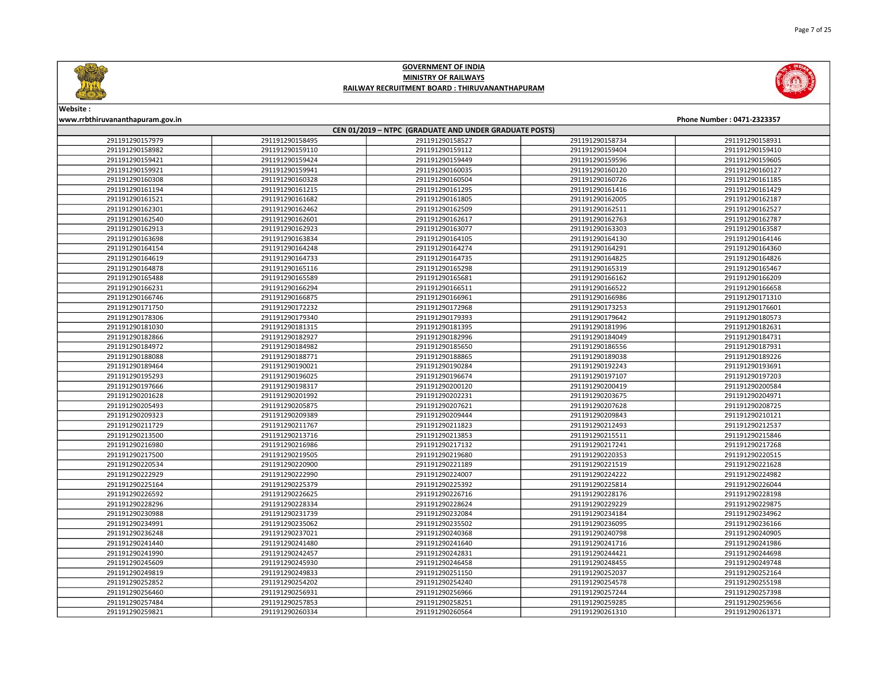# GOVERNMENT OF INDIA

## MINISTRY OF RAILWAYS

## RAILWAY RECRUITMENT BOARD : THIRUVANANTHAPURAM

**Website :**
**www.rrbthiruvananthapuram.gov.in**

**Phone Number : 0471-2323357**

### CEN 01/2019 – NTPC (GRADUATE AND UNDER GRADUATE POSTS)

| | | | | |
|---|---|---|---|---|
| 291191290157979 | 291191290158495 | 291191290158527 | 291191290158734 | 291191290158931 |
| 291191290158982 | 291191290159110 | 291191290159112 | 291191290159404 | 291191290159410 |
| 291191290159421 | 291191290159424 | 291191290159449 | 291191290159596 | 291191290159605 |
| 291191290159921 | 291191290159941 | 291191290160035 | 291191290160120 | 291191290160127 |
| 291191290160308 | 291191290160328 | 291191290160504 | 291191290160726 | 291191290161185 |
| 291191290161194 | 291191290161215 | 291191290161295 | 291191290161416 | 291191290161429 |
| 291191290161521 | 291191290161682 | 291191290161805 | 291191290162005 | 291191290162187 |
| 291191290162301 | 291191290162462 | 291191290162509 | 291191290162511 | 291191290162527 |
| 291191290162540 | 291191290162601 | 291191290162617 | 291191290162763 | 291191290162787 |
| 291191290162913 | 291191290162923 | 291191290163077 | 291191290163303 | 291191290163587 |
| 291191290163698 | 291191290163834 | 291191290164105 | 291191290164130 | 291191290164146 |
| 291191290164154 | 291191290164248 | 291191290164274 | 291191290164291 | 291191290164360 |
| 291191290164619 | 291191290164733 | 291191290164735 | 291191290164825 | 291191290164826 |
| 291191290164878 | 291191290165116 | 291191290165298 | 291191290165319 | 291191290165467 |
| 291191290165488 | 291191290165589 | 291191290165681 | 291191290166162 | 291191290166209 |
| 291191290166231 | 291191290166294 | 291191290166511 | 291191290166522 | 291191290166658 |
| 291191290166746 | 291191290166875 | 291191290166961 | 291191290166986 | 291191290171310 |
| 291191290171750 | 291191290172232 | 291191290172968 | 291191290173253 | 291191290176601 |
| 291191290178306 | 291191290179340 | 291191290179393 | 291191290179642 | 291191290180573 |
| 291191290181030 | 291191290181315 | 291191290181395 | 291191290181996 | 291191290182631 |
| 291191290182866 | 291191290182927 | 291191290182996 | 291191290184049 | 291191290184731 |
| 291191290184972 | 291191290184982 | 291191290185650 | 291191290186556 | 291191290187931 |
| 291191290188088 | 291191290188771 | 291191290188865 | 291191290189038 | 291191290189226 |
| 291191290189464 | 291191290190021 | 291191290190284 | 291191290192243 | 291191290193691 |
| 291191290195293 | 291191290196025 | 291191290196674 | 291191290197107 | 291191290197203 |
| 291191290197666 | 291191290198317 | 291191290200120 | 291191290200419 | 291191290200584 |
| 291191290201628 | 291191290201992 | 291191290202231 | 291191290203675 | 291191290204971 |
| 291191290205493 | 291191290205875 | 291191290207621 | 291191290207628 | 291191290208725 |
| 291191290209323 | 291191290209389 | 291191290209444 | 291191290209843 | 291191290210121 |
| 291191290211729 | 291191290211767 | 291191290211823 | 291191290212493 | 291191290212537 |
| 291191290213500 | 291191290213716 | 291191290213853 | 291191290215511 | 291191290215846 |
| 291191290216980 | 291191290216986 | 291191290217132 | 291191290217241 | 291191290217268 |
| 291191290217500 | 291191290219505 | 291191290219680 | 291191290220353 | 291191290220515 |
| 291191290220534 | 291191290220900 | 291191290221189 | 291191290221519 | 291191290221628 |
| 291191290222929 | 291191290222990 | 291191290224007 | 291191290224222 | 291191290224982 |
| 291191290225164 | 291191290225379 | 291191290225392 | 291191290225814 | 291191290226044 |
| 291191290226592 | 291191290226625 | 291191290226716 | 291191290228176 | 291191290228198 |
| 291191290228296 | 291191290228334 | 291191290228624 | 291191290229229 | 291191290229875 |
| 291191290230988 | 291191290231739 | 291191290232084 | 291191290234184 | 291191290234962 |
| 291191290234991 | 291191290235062 | 291191290235502 | 291191290236095 | 291191290236166 |
| 291191290236248 | 291191290237021 | 291191290240368 | 291191290240798 | 291191290240905 |
| 291191290241440 | 291191290241480 | 291191290241640 | 291191290241716 | 291191290241986 |
| 291191290241990 | 291191290242457 | 291191290242831 | 291191290244421 | 291191290244698 |
| 291191290245609 | 291191290245930 | 291191290246458 | 291191290248455 | 291191290249748 |
| 291191290249819 | 291191290249833 | 291191290251150 | 291191290252037 | 291191290252164 |
| 291191290252852 | 291191290254202 | 291191290254240 | 291191290254578 | 291191290255198 |
| 291191290256460 | 291191290256931 | 291191290256966 | 291191290257244 | 291191290257398 |
| 291191290257484 | 291191290257853 | 291191290258251 | 291191290259285 | 291191290259656 |
| 291191290259821 | 291191290260334 | 291191290260564 | 291191290261310 | 291191290261371 |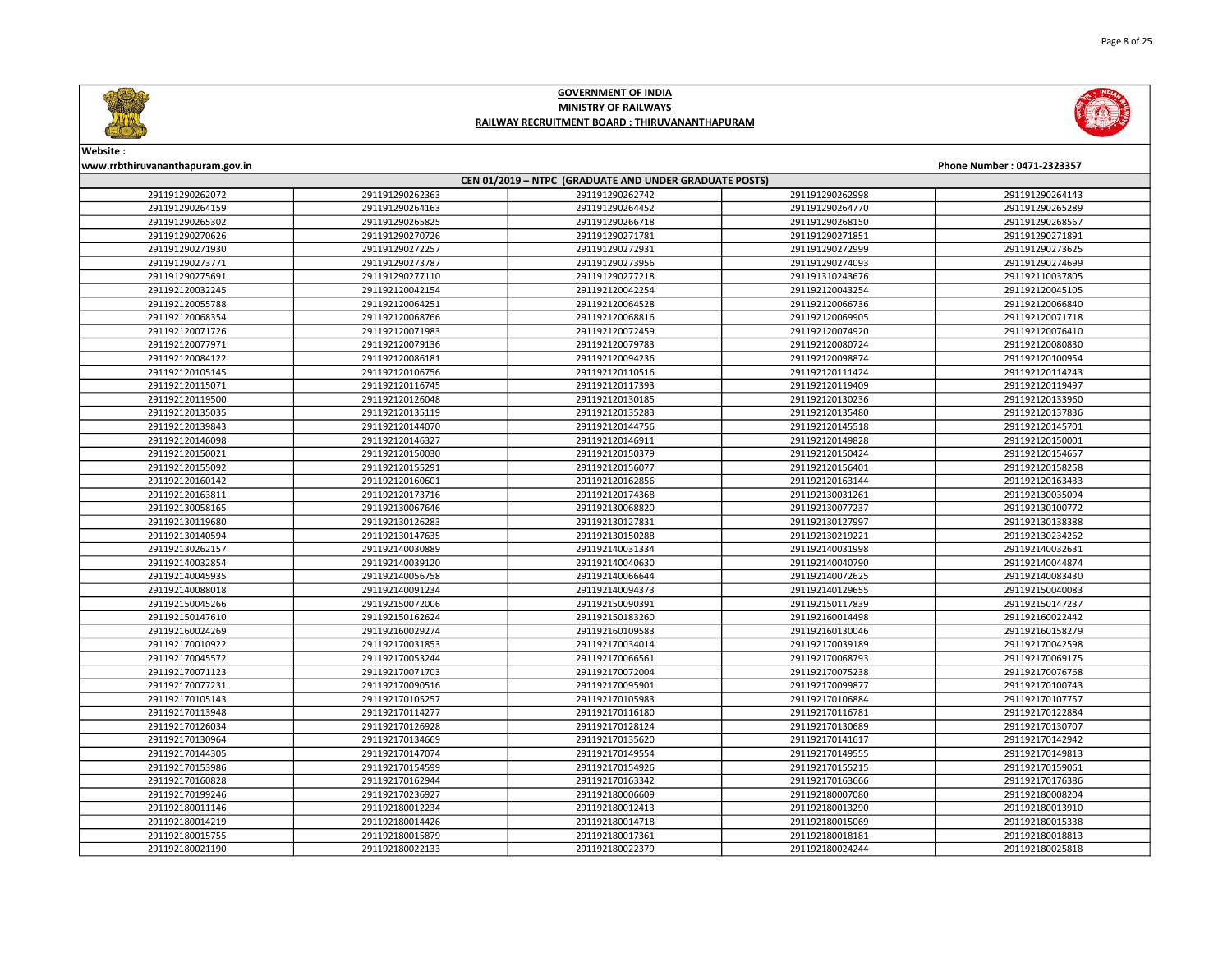## GOVERNMENT OF INDIA
## MINISTRY OF RAILWAYS
## RAILWAY RECRUITMENT BOARD : THIRUVANANTHAPURAM

**Website :**
**www.rrbthiruvananthapuram.gov.in**

**Phone Number : 0471-2323357**

### CEN 01/2019 – NTPC (GRADUATE AND UNDER GRADUATE POSTS)

| | | | | |
|---|---|---|---|---|
| 291191290262072 | 291191290262363 | 291191290262742 | 291191290262998 | 291191290264143 |
| 291191290264159 | 291191290264163 | 291191290264452 | 291191290264770 | 291191290265289 |
| 291191290265302 | 291191290265825 | 291191290266718 | 291191290268150 | 291191290268567 |
| 291191290270626 | 291191290270726 | 291191290271781 | 291191290271851 | 291191290271891 |
| 291191290271930 | 291191290272257 | 291191290272931 | 291191290272999 | 291191290273625 |
| 291191290273771 | 291191290273787 | 291191290273956 | 291191290274093 | 291191290274699 |
| 291191290275691 | 291191290277110 | 291191290277218 | 291191310243676 | 291192110037805 |
| 291192120032245 | 291192120042154 | 291192120042254 | 291192120043254 | 291192120045105 |
| 291192120055788 | 291192120064251 | 291192120064528 | 291192120066736 | 291192120066840 |
| 291192120068354 | 291192120068766 | 291192120068816 | 291192120069905 | 291192120071718 |
| 291192120071726 | 291192120071983 | 291192120072459 | 291192120074920 | 291192120076410 |
| 291192120077971 | 291192120079136 | 291192120079783 | 291192120080724 | 291192120080830 |
| 291192120084122 | 291192120086181 | 291192120094236 | 291192120098874 | 291192120100954 |
| 291192120105145 | 291192120106756 | 291192120110516 | 291192120111424 | 291192120114243 |
| 291192120115071 | 291192120116745 | 291192120117393 | 291192120119409 | 291192120119497 |
| 291192120119500 | 291192120126048 | 291192120130185 | 291192120130236 | 291192120133960 |
| 291192120135035 | 291192120135119 | 291192120135283 | 291192120135480 | 291192120137836 |
| 291192120139843 | 291192120144070 | 291192120144756 | 291192120145518 | 291192120145701 |
| 291192120146098 | 291192120146327 | 291192120146911 | 291192120149828 | 291192120150001 |
| 291192120150021 | 291192120150030 | 291192120150379 | 291192120150424 | 291192120154657 |
| 291192120155092 | 291192120155291 | 291192120156077 | 291192120156401 | 291192120158258 |
| 291192120160142 | 291192120160601 | 291192120162856 | 291192120163144 | 291192120163433 |
| 291192120163811 | 291192120173716 | 291192120174368 | 291192130031261 | 291192130035094 |
| 291192130058165 | 291192130067646 | 291192130068820 | 291192130077237 | 291192130100772 |
| 291192130119680 | 291192130126283 | 291192130127831 | 291192130127997 | 291192130138388 |
| 291192130140594 | 291192130147635 | 291192130150288 | 291192130219221 | 291192130234262 |
| 291192130262157 | 291192140030889 | 291192140031334 | 291192140031998 | 291192140032631 |
| 291192140032854 | 291192140039120 | 291192140040630 | 291192140040790 | 291192140044874 |
| 291192140045935 | 291192140056758 | 291192140066644 | 291192140072625 | 291192140083430 |
| 291192140088018 | 291192140091234 | 291192140094373 | 291192140129655 | 291192150040083 |
| 291192150045266 | 291192150072006 | 291192150090391 | 291192150117839 | 291192150147237 |
| 291192150147610 | 291192150162624 | 291192150183260 | 291192160014498 | 291192160022442 |
| 291192160024269 | 291192160029274 | 291192160109583 | 291192160130046 | 291192160158279 |
| 291192170010922 | 291192170031853 | 291192170034014 | 291192170039189 | 291192170042598 |
| 291192170045572 | 291192170053244 | 291192170066561 | 291192170068793 | 291192170069175 |
| 291192170071123 | 291192170071703 | 291192170072004 | 291192170075238 | 291192170076768 |
| 291192170077231 | 291192170090516 | 291192170095901 | 291192170099877 | 291192170100743 |
| 291192170105143 | 291192170105257 | 291192170105983 | 291192170106884 | 291192170107757 |
| 291192170113948 | 291192170114277 | 291192170116180 | 291192170116781 | 291192170122884 |
| 291192170126034 | 291192170126928 | 291192170128124 | 291192170130689 | 291192170130707 |
| 291192170130964 | 291192170134669 | 291192170135620 | 291192170141617 | 291192170142942 |
| 291192170144305 | 291192170147074 | 291192170149554 | 291192170149555 | 291192170149813 |
| 291192170153986 | 291192170154599 | 291192170154926 | 291192170155215 | 291192170159061 |
| 291192170160828 | 291192170162944 | 291192170163342 | 291192170163666 | 291192170176386 |
| 291192170199246 | 291192170236927 | 291192180006609 | 291192180007080 | 291192180008204 |
| 291192180011146 | 291192180012234 | 291192180012413 | 291192180013290 | 291192180013910 |
| 291192180014219 | 291192180014426 | 291192180014718 | 291192180015069 | 291192180015338 |
| 291192180015755 | 291192180015879 | 291192180017361 | 291192180018181 | 291192180018813 |
| 291192180021190 | 291192180022133 | 291192180022379 | 291192180024244 | 291192180025818 |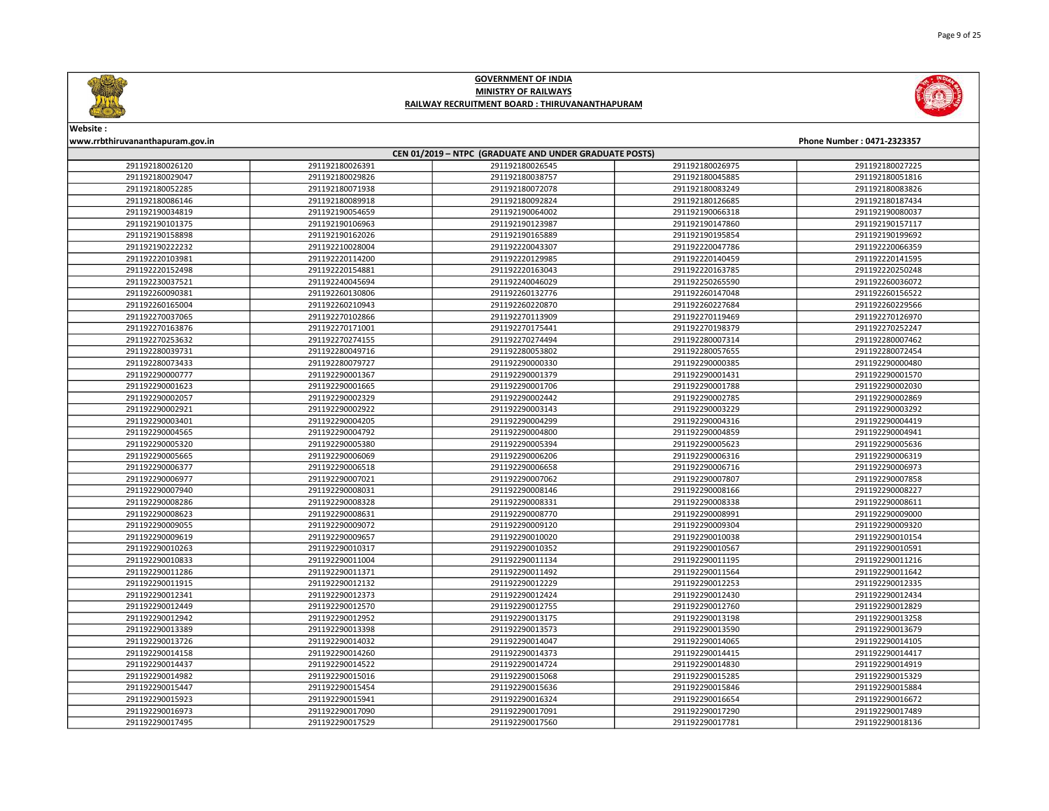# GOVERNMENT OF INDIA
## MINISTRY OF RAILWAYS
### RAILWAY RECRUITMENT BOARD : THIRUVANANTHAPURAM

Website :
www.rrbthiruvananthapuram.gov.in

Phone Number : 0471-2323357

**CEN 01/2019 – NTPC (GRADUATE AND UNDER GRADUATE POSTS)**

| | | | | |
|---|---|---|---|---|
| 291192180026120 | 291192180026391 | 291192180026545 | 291192180026975 | 291192180027225 |
| 291192180029047 | 291192180029826 | 291192180038757 | 291192180045885 | 291192180051816 |
| 291192180052285 | 291192180071938 | 291192180072078 | 291192180083249 | 291192180083826 |
| 291192180086146 | 291192180089918 | 291192180092824 | 291192180126685 | 291192180187434 |
| 291192190034819 | 291192190054659 | 291192190064002 | 291192190066318 | 291192190080037 |
| 291192190101375 | 291192190106963 | 291192190123987 | 291192190147860 | 291192190157117 |
| 291192190158898 | 291192190162026 | 291192190165889 | 291192190195854 | 291192190199692 |
| 291192190222232 | 291192210028004 | 291192220043307 | 291192220047786 | 291192220066359 |
| 291192220103981 | 291192220114200 | 291192220129985 | 291192220140459 | 291192220141595 |
| 291192220152498 | 291192220154881 | 291192220163043 | 291192220163785 | 291192220250248 |
| 291192230037521 | 291192240045694 | 291192240046029 | 291192250265590 | 291192260036072 |
| 291192260090381 | 291192260130806 | 291192260132776 | 291192260147048 | 291192260156522 |
| 291192260165004 | 291192260210943 | 291192260220870 | 291192260227684 | 291192260229566 |
| 291192270037065 | 291192270102866 | 291192270113909 | 291192270119469 | 291192270126970 |
| 291192270163876 | 291192270171001 | 291192270175441 | 291192270198379 | 291192270252247 |
| 291192270253632 | 291192270274155 | 291192270274494 | 291192280007314 | 291192280007462 |
| 291192280039731 | 291192280049716 | 291192280053802 | 291192280057655 | 291192280072454 |
| 291192280073433 | 291192280079727 | 291192290000330 | 291192290000385 | 291192290000480 |
| 291192290000777 | 291192290001367 | 291192290001379 | 291192290001431 | 291192290001570 |
| 291192290001623 | 291192290001665 | 291192290001706 | 291192290001788 | 291192290002030 |
| 291192290002057 | 291192290002329 | 291192290002442 | 291192290002785 | 291192290002869 |
| 291192290002921 | 291192290002922 | 291192290003143 | 291192290003229 | 291192290003292 |
| 291192290003401 | 291192290004205 | 291192290004299 | 291192290004316 | 291192290004419 |
| 291192290004565 | 291192290004792 | 291192290004800 | 291192290004859 | 291192290004941 |
| 291192290005320 | 291192290005380 | 291192290005394 | 291192290005623 | 291192290005636 |
| 291192290005665 | 291192290006069 | 291192290006206 | 291192290006316 | 291192290006319 |
| 291192290006377 | 291192290006518 | 291192290006658 | 291192290006716 | 291192290006973 |
| 291192290006977 | 291192290007021 | 291192290007062 | 291192290007807 | 291192290007858 |
| 291192290007940 | 291192290008031 | 291192290008146 | 291192290008166 | 291192290008227 |
| 291192290008286 | 291192290008328 | 291192290008331 | 291192290008338 | 291192290008611 |
| 291192290008623 | 291192290008631 | 291192290008770 | 291192290008991 | 291192290009000 |
| 291192290009055 | 291192290009072 | 291192290009120 | 291192290009304 | 291192290009320 |
| 291192290009619 | 291192290009657 | 291192290010020 | 291192290010038 | 291192290010154 |
| 291192290010263 | 291192290010317 | 291192290010352 | 291192290010567 | 291192290010591 |
| 291192290010833 | 291192290011004 | 291192290011134 | 291192290011195 | 291192290011216 |
| 291192290011286 | 291192290011371 | 291192290011492 | 291192290011564 | 291192290011642 |
| 291192290011915 | 291192290012132 | 291192290012229 | 291192290012253 | 291192290012335 |
| 291192290012341 | 291192290012373 | 291192290012424 | 291192290012430 | 291192290012434 |
| 291192290012449 | 291192290012570 | 291192290012755 | 291192290012760 | 291192290012829 |
| 291192290012942 | 291192290012952 | 291192290013175 | 291192290013198 | 291192290013258 |
| 291192290013389 | 291192290013398 | 291192290013573 | 291192290013590 | 291192290013679 |
| 291192290013726 | 291192290014032 | 291192290014047 | 291192290014065 | 291192290014105 |
| 291192290014158 | 291192290014260 | 291192290014373 | 291192290014415 | 291192290014417 |
| 291192290014437 | 291192290014522 | 291192290014724 | 291192290014830 | 291192290014919 |
| 291192290014982 | 291192290015016 | 291192290015068 | 291192290015285 | 291192290015329 |
| 291192290015447 | 291192290015454 | 291192290015636 | 291192290015846 | 291192290015884 |
| 291192290015923 | 291192290015941 | 291192290016324 | 291192290016654 | 291192290016672 |
| 291192290016973 | 291192290017090 | 291192290017091 | 291192290017290 | 291192290017489 |
| 291192290017495 | 291192290017529 | 291192290017560 | 291192290017781 | 291192290018136 |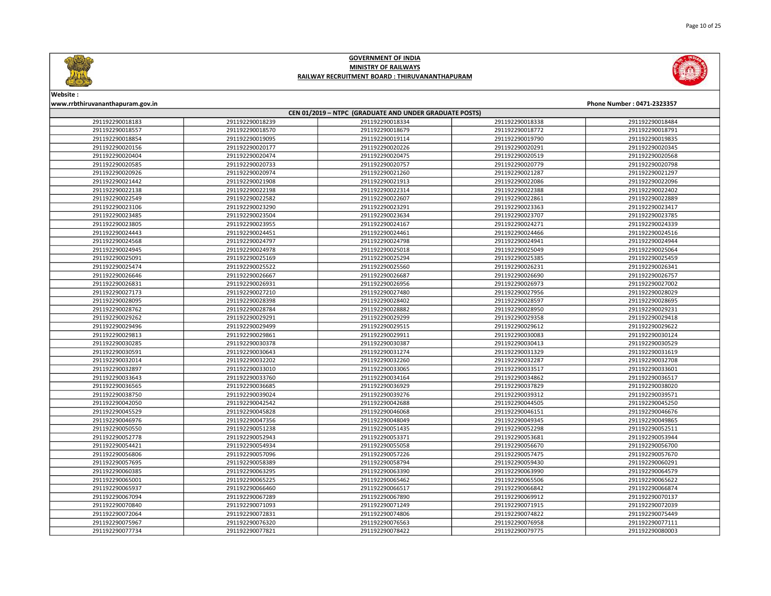# GOVERNMENT OF INDIA

## MINISTRY OF RAILWAYS

### RAILWAY RECRUITMENT BOARD : THIRUVANANTHAPURAM

Website :
www.rrbthiruvananthapuram.gov.in

Phone Number : 0471-2323357

**CEN 01/2019 – NTPC (GRADUATE AND UNDER GRADUATE POSTS)**

| | | | | |
|---|---|---|---|---|
| 291192290018183 | 291192290018239 | 291192290018334 | 291192290018338 | 291192290018484 |
| 291192290018557 | 291192290018570 | 291192290018679 | 291192290018772 | 291192290018791 |
| 291192290018854 | 291192290019095 | 291192290019114 | 291192290019790 | 291192290019835 |
| 291192290020156 | 291192290020177 | 291192290020226 | 291192290020291 | 291192290020345 |
| 291192290020404 | 291192290020474 | 291192290020475 | 291192290020519 | 291192290020568 |
| 291192290020585 | 291192290020733 | 291192290020757 | 291192290020779 | 291192290020798 |
| 291192290020926 | 291192290020974 | 291192290021260 | 291192290021287 | 291192290021297 |
| 291192290021442 | 291192290021908 | 291192290021913 | 291192290022086 | 291192290022096 |
| 291192290022138 | 291192290022198 | 291192290022314 | 291192290022388 | 291192290022402 |
| 291192290022549 | 291192290022582 | 291192290022607 | 291192290022861 | 291192290022889 |
| 291192290023106 | 291192290023290 | 291192290023291 | 291192290023363 | 291192290023417 |
| 291192290023485 | 291192290023504 | 291192290023634 | 291192290023707 | 291192290023785 |
| 291192290023805 | 291192290023955 | 291192290024167 | 291192290024271 | 291192290024339 |
| 291192290024443 | 291192290024451 | 291192290024461 | 291192290024466 | 291192290024516 |
| 291192290024568 | 291192290024797 | 291192290024798 | 291192290024941 | 291192290024944 |
| 291192290024945 | 291192290024978 | 291192290025018 | 291192290025049 | 291192290025064 |
| 291192290025091 | 291192290025169 | 291192290025294 | 291192290025385 | 291192290025459 |
| 291192290025474 | 291192290025522 | 291192290025560 | 291192290026231 | 291192290026341 |
| 291192290026646 | 291192290026667 | 291192290026687 | 291192290026690 | 291192290026757 |
| 291192290026831 | 291192290026931 | 291192290026956 | 291192290026973 | 291192290027002 |
| 291192290027173 | 291192290027210 | 291192290027480 | 291192290027956 | 291192290028029 |
| 291192290028095 | 291192290028398 | 291192290028402 | 291192290028597 | 291192290028695 |
| 291192290028762 | 291192290028784 | 291192290028882 | 291192290028950 | 291192290029231 |
| 291192290029262 | 291192290029291 | 291192290029299 | 291192290029358 | 291192290029418 |
| 291192290029496 | 291192290029499 | 291192290029515 | 291192290029612 | 291192290029622 |
| 291192290029813 | 291192290029861 | 291192290029911 | 291192290030083 | 291192290030124 |
| 291192290030285 | 291192290030378 | 291192290030387 | 291192290030413 | 291192290030529 |
| 291192290030591 | 291192290030643 | 291192290031274 | 291192290031329 | 291192290031619 |
| 291192290032014 | 291192290032202 | 291192290032260 | 291192290032287 | 291192290032708 |
| 291192290032897 | 291192290033010 | 291192290033065 | 291192290033517 | 291192290033601 |
| 291192290033643 | 291192290033760 | 291192290034164 | 291192290034862 | 291192290036517 |
| 291192290036565 | 291192290036685 | 291192290036929 | 291192290037829 | 291192290038020 |
| 291192290038750 | 291192290039024 | 291192290039276 | 291192290039312 | 291192290039571 |
| 291192290042050 | 291192290042542 | 291192290042688 | 291192290044505 | 291192290045250 |
| 291192290045529 | 291192290045828 | 291192290046068 | 291192290046151 | 291192290046676 |
| 291192290046976 | 291192290047356 | 291192290048049 | 291192290049345 | 291192290049865 |
| 291192290050550 | 291192290051238 | 291192290051435 | 291192290052298 | 291192290052511 |
| 291192290052778 | 291192290052943 | 291192290053371 | 291192290053681 | 291192290053944 |
| 291192290054421 | 291192290054934 | 291192290055058 | 291192290056670 | 291192290056700 |
| 291192290056806 | 291192290057096 | 291192290057226 | 291192290057475 | 291192290057670 |
| 291192290057695 | 291192290058389 | 291192290058794 | 291192290059430 | 291192290060291 |
| 291192290060385 | 291192290063295 | 291192290063390 | 291192290063990 | 291192290064579 |
| 291192290065001 | 291192290065225 | 291192290065462 | 291192290065506 | 291192290065622 |
| 291192290065937 | 291192290066460 | 291192290066517 | 291192290066842 | 291192290066874 |
| 291192290067094 | 291192290067289 | 291192290067890 | 291192290069912 | 291192290070137 |
| 291192290070840 | 291192290071093 | 291192290071249 | 291192290071915 | 291192290072039 |
| 291192290072064 | 291192290072831 | 291192290074806 | 291192290074822 | 291192290075449 |
| 291192290075967 | 291192290076320 | 291192290076563 | 291192290076958 | 291192290077111 |
| 291192290077734 | 291192290077821 | 291192290078422 | 291192290079775 | 291192290080003 |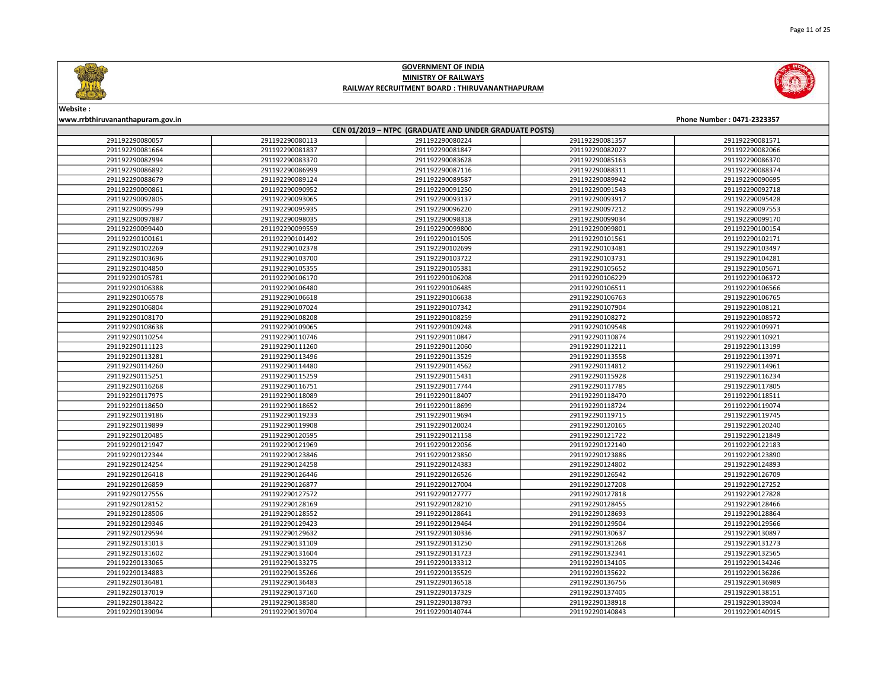# GOVERNMENT OF INDIA
## MINISTRY OF RAILWAYS
## RAILWAY RECRUITMENT BOARD : THIRUVANANTHAPURAM

**Website :**
**www.rrbthiruvananthapuram.gov.in**

**Phone Number : 0471-2323357**

### CEN 01/2019 – NTPC (GRADUATE AND UNDER GRADUATE POSTS)

| | | | | |
|---|---|---|---|---|
| 291192290080057 | 291192290080113 | 291192290080224 | 291192290081357 | 291192290081571 |
| 291192290081664 | 291192290081837 | 291192290081847 | 291192290082027 | 291192290082066 |
| 291192290082994 | 291192290083370 | 291192290083628 | 291192290085163 | 291192290086370 |
| 291192290086892 | 291192290086999 | 291192290087116 | 291192290088311 | 291192290088374 |
| 291192290088679 | 291192290089124 | 291192290089587 | 291192290089942 | 291192290090695 |
| 291192290090861 | 291192290090952 | 291192290091250 | 291192290091543 | 291192290092718 |
| 291192290092805 | 291192290093065 | 291192290093137 | 291192290093917 | 291192290095428 |
| 291192290095799 | 291192290095935 | 291192290096220 | 291192290097212 | 291192290097553 |
| 291192290097887 | 291192290098035 | 291192290098318 | 291192290099034 | 291192290099170 |
| 291192290099440 | 291192290099559 | 291192290099800 | 291192290099801 | 291192290100154 |
| 291192290100161 | 291192290101492 | 291192290101505 | 291192290101561 | 291192290102171 |
| 291192290102269 | 291192290102378 | 291192290102699 | 291192290103481 | 291192290103497 |
| 291192290103696 | 291192290103700 | 291192290103722 | 291192290103731 | 291192290104281 |
| 291192290104850 | 291192290105355 | 291192290105381 | 291192290105652 | 291192290105671 |
| 291192290105781 | 291192290106170 | 291192290106208 | 291192290106229 | 291192290106372 |
| 291192290106388 | 291192290106480 | 291192290106485 | 291192290106511 | 291192290106566 |
| 291192290106578 | 291192290106618 | 291192290106638 | 291192290106763 | 291192290106765 |
| 291192290106804 | 291192290107024 | 291192290107342 | 291192290107904 | 291192290108121 |
| 291192290108170 | 291192290108208 | 291192290108259 | 291192290108272 | 291192290108572 |
| 291192290108638 | 291192290109065 | 291192290109248 | 291192290109548 | 291192290109971 |
| 291192290110254 | 291192290110746 | 291192290110847 | 291192290110874 | 291192290110921 |
| 291192290111123 | 291192290111260 | 291192290112060 | 291192290112211 | 291192290113199 |
| 291192290113281 | 291192290113496 | 291192290113529 | 291192290113558 | 291192290113971 |
| 291192290114260 | 291192290114480 | 291192290114562 | 291192290114812 | 291192290114961 |
| 291192290115251 | 291192290115259 | 291192290115431 | 291192290115928 | 291192290116234 |
| 291192290116268 | 291192290116751 | 291192290117744 | 291192290117785 | 291192290117805 |
| 291192290117975 | 291192290118089 | 291192290118407 | 291192290118470 | 291192290118511 |
| 291192290118650 | 291192290118652 | 291192290118699 | 291192290118724 | 291192290119074 |
| 291192290119186 | 291192290119233 | 291192290119694 | 291192290119715 | 291192290119745 |
| 291192290119899 | 291192290119908 | 291192290120024 | 291192290120165 | 291192290120240 |
| 291192290120485 | 291192290120595 | 291192290121158 | 291192290121722 | 291192290121849 |
| 291192290121947 | 291192290121969 | 291192290122056 | 291192290122140 | 291192290122183 |
| 291192290122344 | 291192290123846 | 291192290123850 | 291192290123886 | 291192290123890 |
| 291192290124254 | 291192290124258 | 291192290124383 | 291192290124802 | 291192290124893 |
| 291192290126418 | 291192290126446 | 291192290126526 | 291192290126542 | 291192290126709 |
| 291192290126859 | 291192290126877 | 291192290127004 | 291192290127208 | 291192290127252 |
| 291192290127556 | 291192290127572 | 291192290127777 | 291192290127818 | 291192290127828 |
| 291192290128152 | 291192290128169 | 291192290128210 | 291192290128455 | 291192290128466 |
| 291192290128506 | 291192290128552 | 291192290128641 | 291192290128693 | 291192290128864 |
| 291192290129346 | 291192290129423 | 291192290129464 | 291192290129504 | 291192290129566 |
| 291192290129594 | 291192290129632 | 291192290130336 | 291192290130637 | 291192290130897 |
| 291192290131013 | 291192290131109 | 291192290131250 | 291192290131268 | 291192290131273 |
| 291192290131602 | 291192290131604 | 291192290131723 | 291192290132341 | 291192290132565 |
| 291192290133065 | 291192290133275 | 291192290133312 | 291192290134105 | 291192290134246 |
| 291192290134883 | 291192290135266 | 291192290135529 | 291192290135622 | 291192290136286 |
| 291192290136481 | 291192290136483 | 291192290136518 | 291192290136756 | 291192290136989 |
| 291192290137019 | 291192290137160 | 291192290137329 | 291192290137405 | 291192290138151 |
| 291192290138422 | 291192290138580 | 291192290138793 | 291192290138918 | 291192290139034 |
| 291192290139094 | 291192290139704 | 291192290140744 | 291192290140843 | 291192290140915 |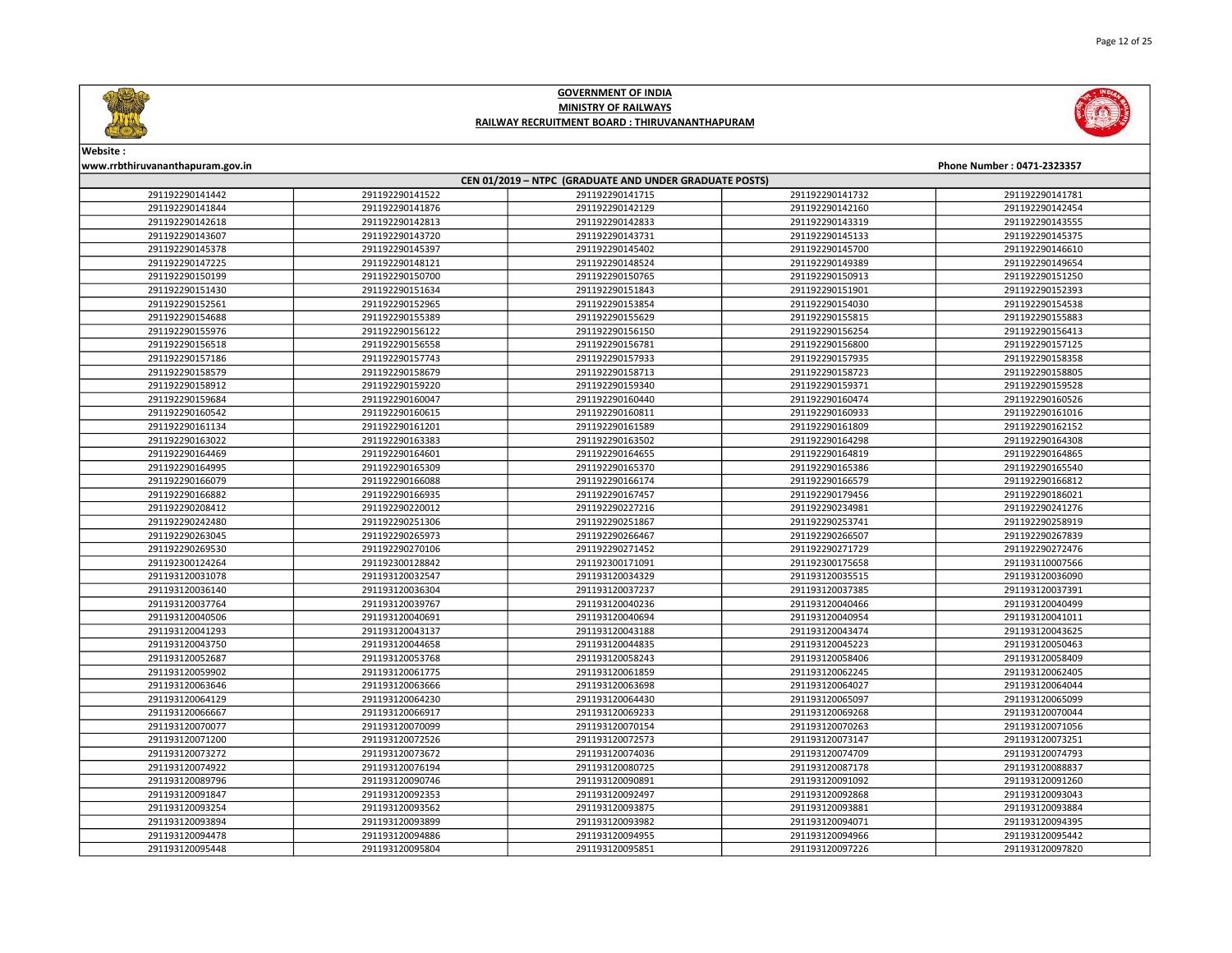**GOVERNMENT OF INDIA**

**MINISTRY OF RAILWAYS**

**RAILWAY RECRUITMENT BOARD : THIRUVANANTHAPURAM**

**Website :**
**www.rrbthiruvananthapuram.gov.in**

**Phone Number : 0471-2323357**

**CEN 01/2019 – NTPC (GRADUATE AND UNDER GRADUATE POSTS)**

| | | | | |
|---|---|---|---|---|
| 291192290141442 | 291192290141522 | 291192290141715 | 291192290141732 | 291192290141781 |
| 291192290141844 | 291192290141876 | 291192290142129 | 291192290142160 | 291192290142454 |
| 291192290142618 | 291192290142813 | 291192290142833 | 291192290143319 | 291192290143555 |
| 291192290143607 | 291192290143720 | 291192290143731 | 291192290145133 | 291192290145375 |
| 291192290145378 | 291192290145397 | 291192290145402 | 291192290145700 | 291192290146610 |
| 291192290147225 | 291192290148121 | 291192290148524 | 291192290149389 | 291192290149654 |
| 291192290150199 | 291192290150700 | 291192290150765 | 291192290150913 | 291192290151250 |
| 291192290151430 | 291192290151634 | 291192290151843 | 291192290151901 | 291192290152393 |
| 291192290152561 | 291192290152965 | 291192290153854 | 291192290154030 | 291192290154538 |
| 291192290154688 | 291192290155389 | 291192290155629 | 291192290155815 | 291192290155883 |
| 291192290155976 | 291192290156122 | 291192290156150 | 291192290156254 | 291192290156413 |
| 291192290156518 | 291192290156558 | 291192290156781 | 291192290156800 | 291192290157125 |
| 291192290157186 | 291192290157743 | 291192290157933 | 291192290157935 | 291192290158358 |
| 291192290158579 | 291192290158679 | 291192290158713 | 291192290158723 | 291192290158805 |
| 291192290158912 | 291192290159220 | 291192290159340 | 291192290159371 | 291192290159528 |
| 291192290159684 | 291192290160047 | 291192290160440 | 291192290160474 | 291192290160526 |
| 291192290160542 | 291192290160615 | 291192290160811 | 291192290160933 | 291192290161016 |
| 291192290161134 | 291192290161201 | 291192290161589 | 291192290161809 | 291192290162152 |
| 291192290163022 | 291192290163383 | 291192290163502 | 291192290164298 | 291192290164308 |
| 291192290164469 | 291192290164601 | 291192290164655 | 291192290164819 | 291192290164865 |
| 291192290164995 | 291192290165309 | 291192290165370 | 291192290165386 | 291192290165540 |
| 291192290166079 | 291192290166088 | 291192290166174 | 291192290166579 | 291192290166812 |
| 291192290166882 | 291192290166935 | 291192290167457 | 291192290179456 | 291192290186021 |
| 291192290208412 | 291192290220012 | 291192290227216 | 291192290234981 | 291192290241276 |
| 291192290242480 | 291192290251306 | 291192290251867 | 291192290253741 | 291192290258919 |
| 291192290263045 | 291192290265973 | 291192290266467 | 291192290267839 | 291192290267839 |
| 291192290269530 | 291192290270106 | 291192290271452 | 291192290271729 | 291192290272476 |
| 291192300124264 | 291192300128842 | 291192300171091 | 291192300175658 | 291193110007566 |
| 291193120031078 | 291193120032547 | 291193120034329 | 291193120035515 | 291193120036090 |
| 291193120036140 | 291193120036304 | 291193120037237 | 291193120037385 | 291193120037391 |
| 291193120037764 | 291193120039767 | 291193120040236 | 291193120040466 | 291193120040499 |
| 291193120040506 | 291193120040691 | 291193120040694 | 291193120040954 | 291193120041011 |
| 291193120041293 | 291193120043137 | 291193120043188 | 291193120043474 | 291193120043625 |
| 291193120043750 | 291193120044658 | 291193120044835 | 291193120045223 | 291193120050463 |
| 291193120052687 | 291193120053768 | 291193120058243 | 291193120058406 | 291193120058409 |
| 291193120059902 | 291193120061775 | 291193120061859 | 291193120062245 | 291193120062405 |
| 291193120063646 | 291193120063666 | 291193120063698 | 291193120064027 | 291193120064044 |
| 291193120064129 | 291193120064230 | 291193120064430 | 291193120065097 | 291193120065099 |
| 291193120066667 | 291193120066917 | 291193120069233 | 291193120069268 | 291193120070044 |
| 291193120070077 | 291193120070099 | 291193120070154 | 291193120070263 | 291193120071056 |
| 291193120071200 | 291193120072526 | 291193120072573 | 291193120073147 | 291193120073251 |
| 291193120073272 | 291193120073672 | 291193120074036 | 291193120074709 | 291193120074793 |
| 291193120074922 | 291193120076194 | 291193120080725 | 291193120087178 | 291193120088837 |
| 291193120089796 | 291193120090746 | 291193120090891 | 291193120091092 | 291193120091260 |
| 291193120091847 | 291193120092353 | 291193120092497 | 291193120092868 | 291193120093043 |
| 291193120093254 | 291193120093562 | 291193120093875 | 291193120093881 | 291193120093884 |
| 291193120093894 | 291193120093899 | 291193120093982 | 291193120094071 | 291193120094395 |
| 291193120094478 | 291193120094886 | 291193120094955 | 291193120094966 | 291193120095442 |
| 291193120095448 | 291193120095804 | 291193120095851 | 291193120097226 | 291193120097820 |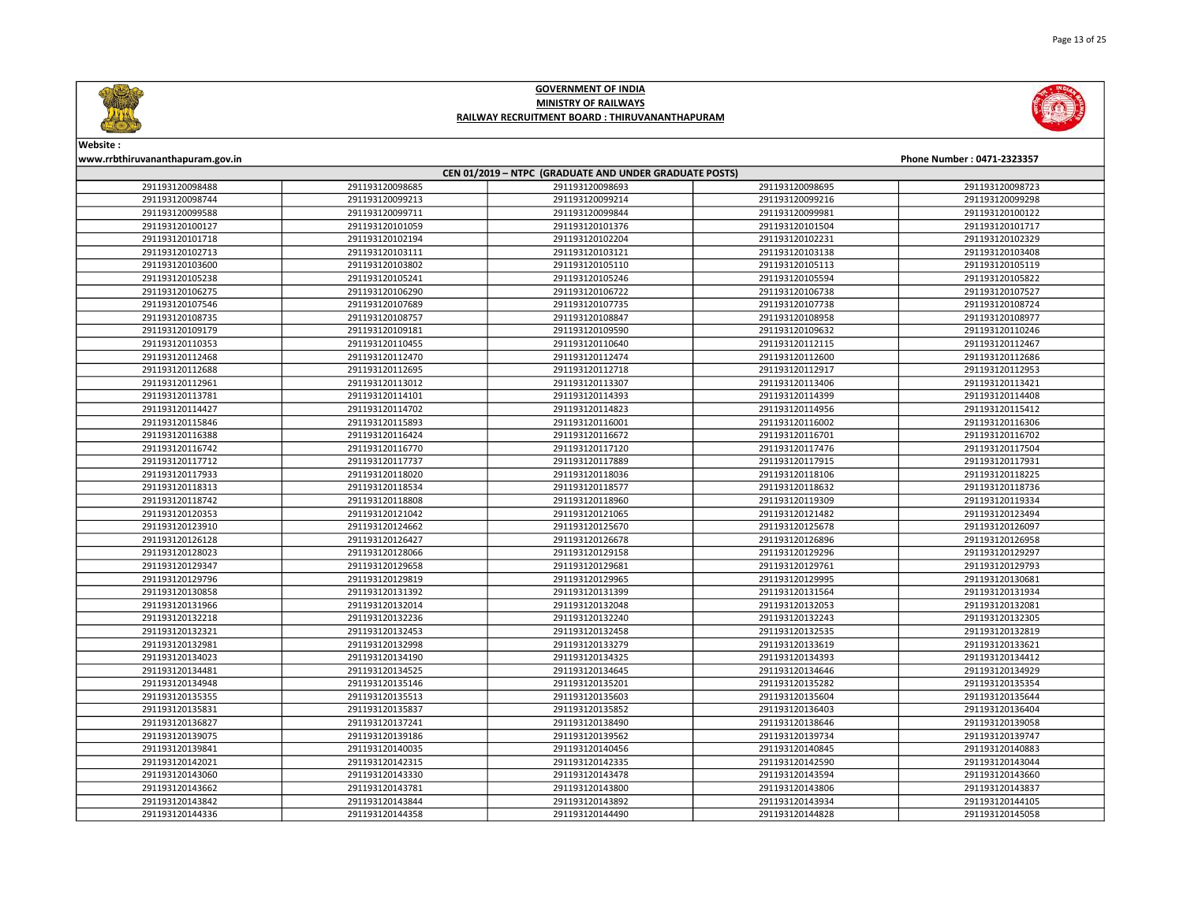**GOVERNMENT OF INDIA**
**MINISTRY OF RAILWAYS**
**RAILWAY RECRUITMENT BOARD : THIRUVANANTHAPURAM**

**Website :**
**www.rrbthiruvananthapuram.gov.in**

**Phone Number : 0471-2323357**

**CEN 01/2019 – NTPC (GRADUATE AND UNDER GRADUATE POSTS)**

| | | | | |
|---|---|---|---|---|
| 291193120098488 | 291193120098685 | 291193120098693 | 291193120098695 | 291193120098723 |
| 291193120098744 | 291193120099213 | 291193120099214 | 291193120099216 | 291193120099298 |
| 291193120099588 | 291193120099711 | 291193120099844 | 291193120099981 | 291193120100122 |
| 291193120100127 | 291193120101059 | 291193120101376 | 291193120101504 | 291193120101717 |
| 291193120101718 | 291193120102194 | 291193120102204 | 291193120102231 | 291193120102329 |
| 291193120102713 | 291193120103121 | 291193120103138 | 291193120103408 | |
| 291193120103600 | 291193120103802 | 291193120105110 | 291193120105113 | 291193120105119 |
| 291193120105238 | 291193120105241 | 291193120105246 | 291193120105594 | 291193120105822 |
| 291193120106275 | 291193120106290 | 291193120106722 | 291193120106738 | 291193120107527 |
| 291193120107546 | 291193120107689 | 291193120107735 | 291193120107738 | 291193120108724 |
| 291193120108735 | 291193120108757 | 291193120108847 | 291193120108958 | 291193120108977 |
| 291193120109179 | 291193120109181 | 291193120109590 | 291193120109632 | 291193120110246 |
| 291193120110353 | 291193120110455 | 291193120110640 | 291193120112115 | 291193120112467 |
| 291193120112468 | 291193120112470 | 291193120112474 | 291193120112600 | 291193120112686 |
| 291193120112688 | 291193120112695 | 291193120112718 | 291193120112917 | 291193120112953 |
| 291193120112961 | 291193120113012 | 291193120113307 | 291193120113406 | 291193120113421 |
| 291193120113781 | 291193120114101 | 291193120114393 | 291193120114399 | 291193120114408 |
| 291193120114427 | 291193120114702 | 291193120114823 | 291193120114956 | 291193120115412 |
| 291193120115846 | 291193120115893 | 291193120116001 | 291193120116002 | 291193120116306 |
| 291193120116388 | 291193120116424 | 291193120116672 | 291193120116701 | 291193120116702 |
| 291193120116742 | 291193120116770 | 291193120117120 | 291193120117476 | 291193120117504 |
| 291193120117712 | 291193120117737 | 291193120117889 | 291193120117915 | 291193120117931 |
| 291193120117933 | 291193120118020 | 291193120118036 | 291193120118106 | 291193120118225 |
| 291193120118313 | 291193120118534 | 291193120118577 | 291193120118632 | 291193120118736 |
| 291193120118742 | 291193120118808 | 291193120118960 | 291193120119309 | 291193120119334 |
| 291193120120353 | 291193120121042 | 291193120121065 | 291193120121482 | 291193120123494 |
| 291193120123910 | 291193120124662 | 291193120125670 | 291193120125678 | 291193120126097 |
| 291193120126128 | 291193120126427 | 291193120126678 | 291193120126896 | 291193120126958 |
| 291193120128023 | 291193120128066 | 291193120129158 | 291193120129296 | 291193120129297 |
| 291193120129347 | 291193120129658 | 291193120129681 | 291193120129761 | 291193120129793 |
| 291193120129796 | 291193120129819 | 291193120129965 | 291193120129995 | 291193120130681 |
| 291193120130858 | 291193120131392 | 291193120131399 | 291193120131564 | 291193120131934 |
| 291193120131966 | 291193120132014 | 291193120132048 | 291193120132053 | 291193120132081 |
| 291193120132218 | 291193120132236 | 291193120132240 | 291193120132243 | 291193120132305 |
| 291193120132321 | 291193120132453 | 291193120132458 | 291193120132535 | 291193120132819 |
| 291193120132981 | 291193120132998 | 291193120133279 | 291193120133619 | 291193120133621 |
| 291193120134023 | 291193120134190 | 291193120134325 | 291193120134393 | 291193120134412 |
| 291193120134481 | 291193120134525 | 291193120134645 | 291193120134646 | 291193120134929 |
| 291193120134948 | 291193120135146 | 291193120135201 | 291193120135282 | 291193120135354 |
| 291193120135355 | 291193120135513 | 291193120135603 | 291193120135604 | 291193120135644 |
| 291193120135831 | 291193120135837 | 291193120135852 | 291193120136403 | 291193120136404 |
| 291193120136827 | 291193120137241 | 291193120138490 | 291193120138646 | 291193120139058 |
| 291193120139075 | 291193120139186 | 291193120139562 | 291193120139734 | 291193120139747 |
| 291193120139841 | 291193120140035 | 291193120140456 | 291193120140845 | 291193120140883 |
| 291193120142021 | 291193120142315 | 291193120142335 | 291193120142590 | 291193120143044 |
| 291193120143060 | 291193120143330 | 291193120143478 | 291193120143594 | 291193120143660 |
| 291193120143662 | 291193120143781 | 291193120143800 | 291193120143806 | 291193120143837 |
| 291193120143842 | 291193120143844 | 291193120143892 | 291193120143934 | 291193120144105 |
| 291193120144336 | 291193120144358 | 291193120144490 | 291193120144828 | 291193120145058 |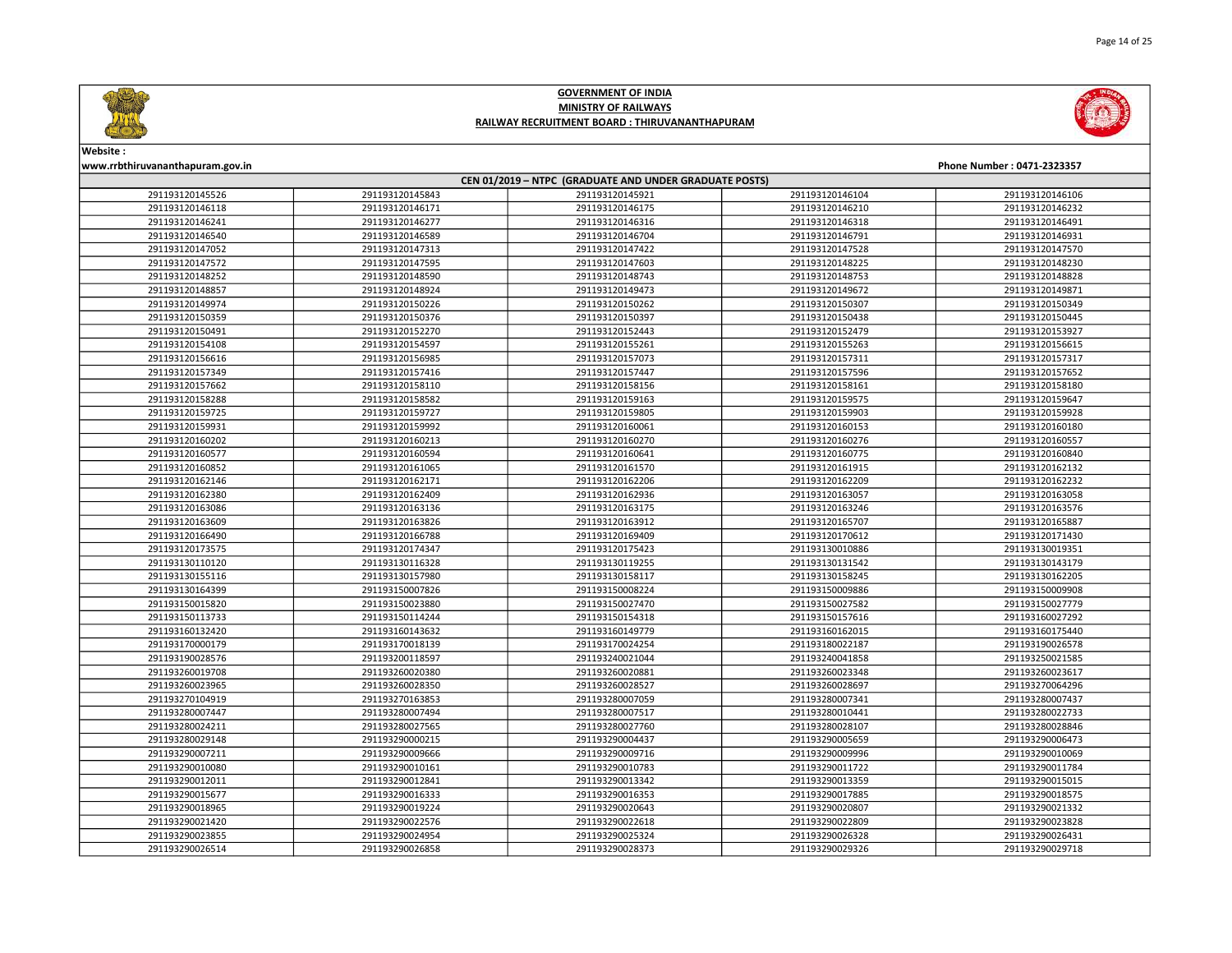# GOVERNMENT OF INDIA

## MINISTRY OF RAILWAYS

### RAILWAY RECRUITMENT BOARD : THIRUVANANTHAPURAM

**Website :**
**www.rrbthiruvananthapuram.gov.in**

**Phone Number : 0471-2323357**

**CEN 01/2019 – NTPC (GRADUATE AND UNDER GRADUATE POSTS)**

| | | | | |
|---|---|---|---|---|
| 291193120145526 | 291193120145843 | 291193120145921 | 291193120146104 | 291193120146106 |
| 291193120146118 | 291193120146171 | 291193120146175 | 291193120146210 | 291193120146232 |
| 291193120146241 | 291193120146277 | 291193120146316 | 291193120146318 | 291193120146491 |
| 291193120146540 | 291193120146589 | 291193120146704 | 291193120146791 | 291193120146931 |
| 291193120147052 | 291193120147313 | 291193120147422 | 291193120147528 | 291193120147570 |
| 291193120147572 | 291193120147595 | 291193120147603 | 291193120148225 | 291193120148230 |
| 291193120148252 | 291193120148590 | 291193120148743 | 291193120148753 | 291193120148828 |
| 291193120148857 | 291193120148924 | 291193120149473 | 291193120149672 | 291193120149871 |
| 291193120149974 | 291193120150226 | 291193120150262 | 291193120150307 | 291193120150349 |
| 291193120150359 | 291193120150376 | 291193120150397 | 291193120150438 | 291193120150445 |
| 291193120150491 | 291193120152270 | 291193120152443 | 291193120152479 | 291193120153927 |
| 291193120154108 | 291193120154597 | 291193120155261 | 291193120155263 | 291193120156615 |
| 291193120156616 | 291193120156985 | 291193120157073 | 291193120157311 | 291193120157317 |
| 291193120157349 | 291193120157416 | 291193120157447 | 291193120157596 | 291193120157652 |
| 291193120157662 | 291193120158110 | 291193120158156 | 291193120158161 | 291193120158180 |
| 291193120158288 | 291193120158582 | 291193120159163 | 291193120159575 | 291193120159647 |
| 291193120159725 | 291193120159727 | 291193120159805 | 291193120159903 | 291193120159928 |
| 291193120159931 | 291193120159992 | 291193120160061 | 291193120160153 | 291193120160180 |
| 291193120160202 | 291193120160213 | 291193120160270 | 291193120160276 | 291193120160557 |
| 291193120160577 | 291193120160594 | 291193120160641 | 291193120160775 | 291193120160840 |
| 291193120160852 | 291193120161065 | 291193120161570 | 291193120161915 | 291193120162132 |
| 291193120162146 | 291193120162171 | 291193120162206 | 291193120162209 | 291193120162232 |
| 291193120162380 | 291193120162409 | 291193120162936 | 291193120163057 | 291193120163058 |
| 291193120163086 | 291193120163136 | 291193120163175 | 291193120163246 | 291193120163576 |
| 291193120163609 | 291193120163826 | 291193120163912 | 291193120165707 | 291193120165887 |
| 291193120166490 | 291193120166788 | 291193120169409 | 291193120170612 | 291193120171430 |
| 291193120173575 | 291193120174347 | 291193120175423 | 291193130010886 | 291193130019351 |
| 291193130110120 | 291193130116328 | 291193130119255 | 291193130131542 | 291193130143179 |
| 291193130155116 | 291193130157980 | 291193130158117 | 291193130158245 | 291193130162205 |
| 291193130164399 | 291193150007826 | 291193150008224 | 291193150009886 | 291193150009908 |
| 291193150015820 | 291193150023880 | 291193150027470 | 291193150027582 | 291193150027779 |
| 291193150113733 | 291193150114244 | 291193150154318 | 291193150157616 | 291193160027292 |
| 291193160132420 | 291193160143632 | 291193160149779 | 291193160162015 | 291193160175440 |
| 291193170000179 | 291193170018139 | 291193170024254 | 291193180022187 | 291193190026578 |
| 291193190028576 | 291193200118597 | 291193240021044 | 291193240041858 | 291193250021585 |
| 291193260019708 | 291193260020380 | 291193260020881 | 291193260023348 | 291193260023617 |
| 291193260023965 | 291193260028350 | 291193260028527 | 291193260028697 | 291193270064296 |
| 291193270104919 | 291193270163853 | 291193280007059 | 291193280007341 | 291193280007437 |
| 291193280007447 | 291193280007494 | 291193280007517 | 291193280010441 | 291193280022733 |
| 291193280024211 | 291193280027565 | 291193280027760 | 291193280028107 | 291193280028846 |
| 291193280029148 | 291193290000215 | 291193290004437 | 291193290005659 | 291193290006473 |
| 291193290007211 | 291193290009666 | 291193290009716 | 291193290009996 | 291193290010069 |
| 291193290010080 | 291193290010161 | 291193290010783 | 291193290011722 | 291193290011784 |
| 291193290012011 | 291193290012841 | 291193290013342 | 291193290013359 | 291193290015015 |
| 291193290015677 | 291193290016333 | 291193290016353 | 291193290017885 | 291193290018575 |
| 291193290018965 | 291193290019224 | 291193290020643 | 291193290020807 | 291193290021332 |
| 291193290021420 | 291193290022576 | 291193290022618 | 291193290022809 | 291193290023828 |
| 291193290023855 | 291193290024954 | 291193290025324 | 291193290026328 | 291193290026431 |
| 291193290026514 | 291193290026858 | 291193290028373 | 291193290029326 | 291193290029718 |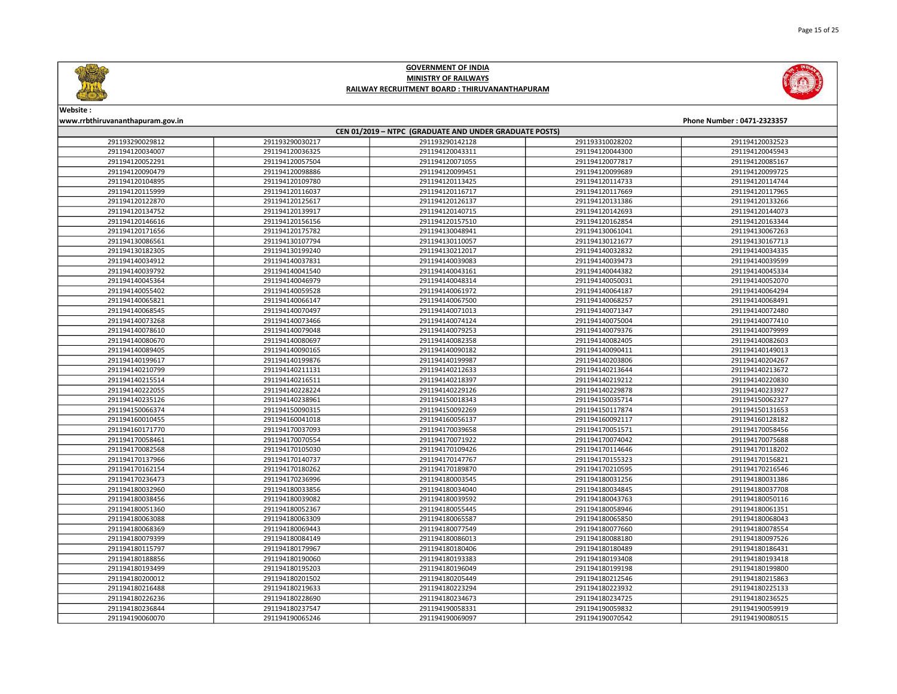**GOVERNMENT OF INDIA**

**MINISTRY OF RAILWAYS**

**RAILWAY RECRUITMENT BOARD : THIRUVANANTHAPURAM**

**Website :**
**www.rrbthiruvananthapuram.gov.in**

**Phone Number : 0471-2323357**

**CEN 01/2019 – NTPC (GRADUATE AND UNDER GRADUATE POSTS)**

| | | | | |
|---|---|---|---|---|
| 291193290029812 | 291193290030217 | 291193290142128 | 291193310028202 | 291194120032523 |
| 291194120034007 | 291194120036325 | 291194120043311 | 291194120044300 | 291194120045943 |
| 291194120052291 | 291194120057504 | 291194120071055 | 291194120077817 | 291194120085167 |
| 291194120090479 | 291194120098886 | 291194120099451 | 291194120099689 | 291194120099725 |
| 291194120104895 | 291194120109780 | 291194120113425 | 291194120114733 | 291194120114744 |
| 291194120115999 | 291194120116037 | 291194120116717 | 291194120117669 | 291194120117965 |
| 291194120122870 | 291194120125617 | 291194120126137 | 291194120131386 | 291194120133266 |
| 291194120134752 | 291194120139917 | 291194120140715 | 291194120142693 | 291194120144073 |
| 291194120146616 | 291194120156156 | 291194120157510 | 291194120162854 | 291194120163344 |
| 291194120171656 | 291194120175782 | 291194130048941 | 291194130061041 | 291194130067263 |
| 291194130086561 | 291194130107794 | 291194130110057 | 291194130121677 | 291194130167713 |
| 291194130182305 | 291194130199240 | 291194130212017 | 291194140032832 | 291194140034335 |
| 291194140034912 | 291194140037831 | 291194140039083 | 291194140039473 | 291194140039599 |
| 291194140039792 | 291194140041540 | 291194140043161 | 291194140044382 | 291194140045334 |
| 291194140045364 | 291194140046979 | 291194140048314 | 291194140050031 | 291194140052070 |
| 291194140055402 | 291194140059528 | 291194140061972 | 291194140064187 | 291194140064294 |
| 291194140065821 | 291194140066147 | 291194140067500 | 291194140068257 | 291194140068491 |
| 291194140068545 | 291194140070497 | 291194140071013 | 291194140071347 | 291194140072480 |
| 291194140073268 | 291194140073466 | 291194140074124 | 291194140075004 | 291194140077410 |
| 291194140078610 | 291194140079048 | 291194140079253 | 291194140079376 | 291194140079999 |
| 291194140080670 | 291194140080697 | 291194140082358 | 291194140082405 | 291194140082603 |
| 291194140089405 | 291194140090165 | 291194140090182 | 291194140090411 | 291194140149013 |
| 291194140199617 | 291194140199876 | 291194140199987 | 291194140203806 | 291194140204267 |
| 291194140210799 | 291194140211131 | 291194140212633 | 291194140213644 | 291194140213672 |
| 291194140215514 | 291194140216511 | 291194140218397 | 291194140219212 | 291194140220830 |
| 291194140222055 | 291194140228224 | 291194140229126 | 291194140229878 | 291194140233927 |
| 291194140235126 | 291194140238961 | 291194150018343 | 291194150035714 | 291194150062327 |
| 291194150066374 | 291194150090315 | 291194150092269 | 291194150117874 | 291194150131653 |
| 291194160010455 | 291194160041018 | 291194160056137 | 291194160092117 | 291194160128182 |
| 291194160171770 | 291194170037093 | 291194170039658 | 291194170051571 | 291194170058456 |
| 291194170058461 | 291194170070554 | 291194170071922 | 291194170074042 | 291194170075688 |
| 291194170082568 | 291194170105030 | 291194170109426 | 291194170114646 | 291194170118202 |
| 291194170137966 | 291194170140737 | 291194170147767 | 291194170155323 | 291194170156821 |
| 291194170162154 | 291194170180262 | 291194170189870 | 291194170210595 | 291194170216546 |
| 291194170236473 | 291194170236996 | 291194180003545 | 291194180031256 | 291194180031386 |
| 291194180032960 | 291194180033856 | 291194180034040 | 291194180034845 | 291194180037708 |
| 291194180038456 | 291194180039082 | 291194180039592 | 291194180043763 | 291194180050116 |
| 291194180051360 | 291194180052367 | 291194180055445 | 291194180058946 | 291194180061351 |
| 291194180063088 | 291194180063309 | 291194180065587 | 291194180065850 | 291194180068043 |
| 291194180068369 | 291194180069443 | 291194180077549 | 291194180077660 | 291194180078554 |
| 291194180079399 | 291194180084149 | 291194180086013 | 291194180088180 | 291194180097526 |
| 291194180115797 | 291194180179967 | 291194180180406 | 291194180180489 | 291194180186431 |
| 291194180188856 | 291194180190060 | 291194180193383 | 291194180193408 | 291194180193418 |
| 291194180193499 | 291194180195203 | 291194180196049 | 291194180199198 | 291194180199800 |
| 291194180200012 | 291194180201502 | 291194180205449 | 291194180212546 | 291194180215863 |
| 291194180216488 | 291194180219633 | 291194180223294 | 291194180223932 | 291194180225133 |
| 291194180226236 | 291194180228690 | 291194180234673 | 291194180234725 | 291194180236525 |
| 291194180236844 | 291194180237547 | 291194190058331 | 291194190059832 | 291194190059919 |
| 291194190060070 | 291194190065246 | 291194190069097 | 291194190070542 | 291194190080515 |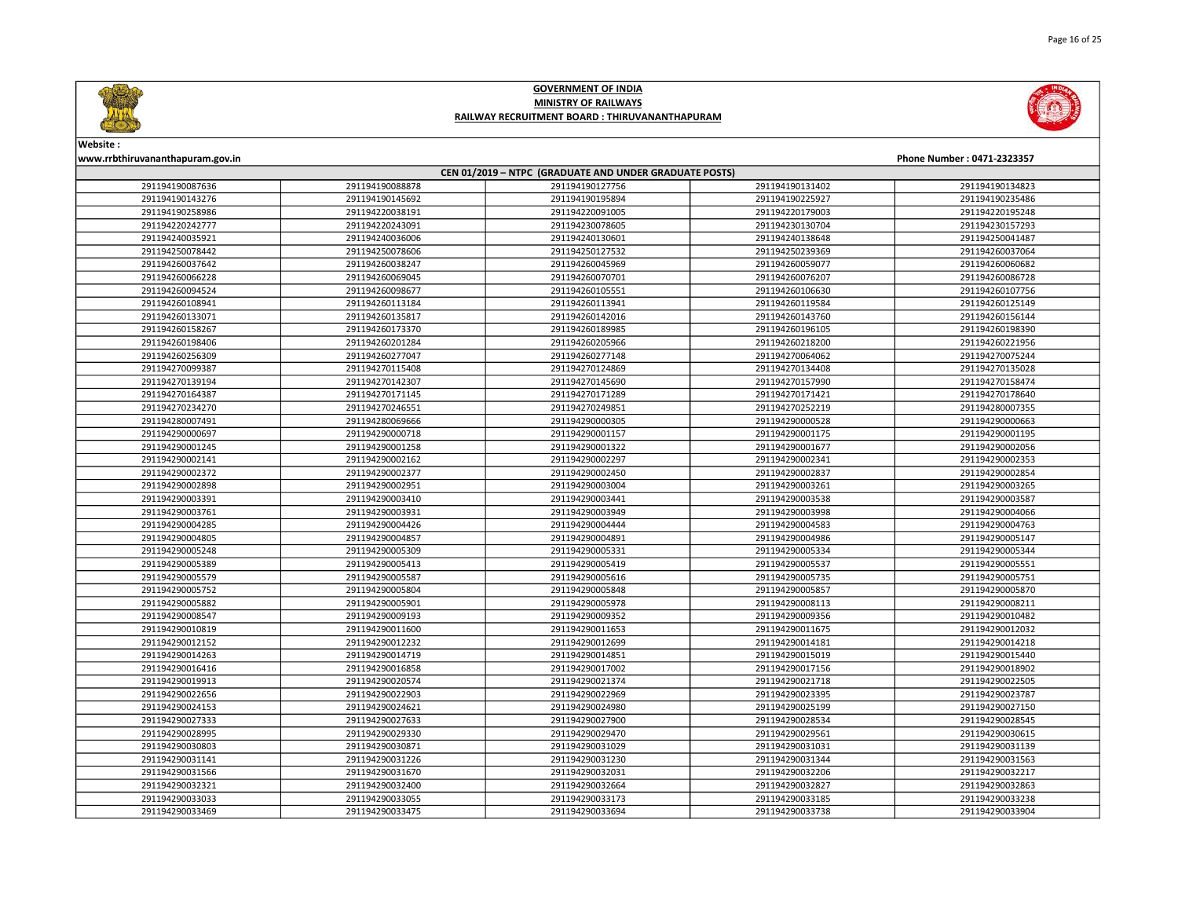# GOVERNMENT OF INDIA
## MINISTRY OF RAILWAYS
### RAILWAY RECRUITMENT BOARD : THIRUVANANTHAPURAM

**Website :**
**www.rrbthiruvananthapuram.gov.in**

**Phone Number : 0471-2323357**

**CEN 01/2019 – NTPC (GRADUATE AND UNDER GRADUATE POSTS)**

| | | | | |
|---|---|---|---|---|
| 291194190087636 | 291194190088878 | 291194190127756 | 291194190131402 | 291194190134823 |
| 291194190143276 | 291194190145692 | 291194190195894 | 291194190225927 | 291194190235486 |
| 291194190258986 | 291194220038191 | 291194220091005 | 291194220179003 | 291194220195248 |
| 291194220242777 | 291194220243091 | 291194230078605 | 291194230130704 | 291194230157293 |
| 291194240035921 | 291194240036006 | 291194240130601 | 291194240138648 | 291194250041487 |
| 291194250078442 | 291194250078606 | 291194250127532 | 291194250239369 | 291194260037064 |
| 291194260037642 | 291194260038247 | 291194260045969 | 291194260059077 | 291194260060682 |
| 291194260066228 | 291194260069045 | 291194260070701 | 291194260076207 | 291194260086728 |
| 291194260094524 | 291194260098677 | 291194260105551 | 291194260106630 | 291194260107756 |
| 291194260108941 | 291194260113184 | 291194260113941 | 291194260119584 | 291194260125149 |
| 291194260133071 | 291194260135817 | 291194260142016 | 291194260143760 | 291194260156144 |
| 291194260158267 | 291194260173370 | 291194260189985 | 291194260196105 | 291194260198390 |
| 291194260198406 | 291194260201284 | 291194260205966 | 291194260218200 | 291194260221956 |
| 291194260256309 | 291194260277047 | 291194260277148 | 291194270064062 | 291194270075244 |
| 291194270099387 | 291194270115408 | 291194270124869 | 291194270134408 | 291194270135028 |
| 291194270139194 | 291194270142307 | 291194270145690 | 291194270157990 | 291194270158474 |
| 291194270164387 | 291194270171145 | 291194270171289 | 291194270171421 | 291194270178640 |
| 291194270234270 | 291194270246551 | 291194270249851 | 291194270252219 | 291194280007355 |
| 291194280007491 | 291194280069666 | 291194290000305 | 291194290000528 | 291194290000663 |
| 291194290000697 | 291194290000718 | 291194290001157 | 291194290001175 | 291194290001195 |
| 291194290001245 | 291194290001258 | 291194290001322 | 291194290001677 | 291194290002056 |
| 291194290002141 | 291194290002162 | 291194290002297 | 291194290002341 | 291194290002353 |
| 291194290002372 | 291194290002377 | 291194290002450 | 291194290002837 | 291194290002854 |
| 291194290002898 | 291194290002951 | 291194290003004 | 291194290003261 | 291194290003265 |
| 291194290003391 | 291194290003410 | 291194290003441 | 291194290003538 | 291194290003587 |
| 291194290003761 | 291194290003931 | 291194290003949 | 291194290003998 | 291194290004066 |
| 291194290004285 | 291194290004426 | 291194290004444 | 291194290004583 | 291194290004763 |
| 291194290004805 | 291194290004857 | 291194290004891 | 291194290004986 | 291194290005147 |
| 291194290005248 | 291194290005309 | 291194290005331 | 291194290005334 | 291194290005344 |
| 291194290005389 | 291194290005413 | 291194290005419 | 291194290005537 | 291194290005551 |
| 291194290005579 | 291194290005587 | 291194290005616 | 291194290005735 | 291194290005751 |
| 291194290005752 | 291194290005804 | 291194290005848 | 291194290005857 | 291194290005870 |
| 291194290005882 | 291194290005901 | 291194290005978 | 291194290008113 | 291194290008211 |
| 291194290008547 | 291194290009193 | 291194290009352 | 291194290009356 | 291194290010482 |
| 291194290010819 | 291194290011600 | 291194290011653 | 291194290011675 | 291194290012032 |
| 291194290012152 | 291194290012232 | 291194290012699 | 291194290014181 | 291194290014218 |
| 291194290014263 | 291194290014719 | 291194290014851 | 291194290015019 | 291194290015440 |
| 291194290016416 | 291194290016858 | 291194290017002 | 291194290017156 | 291194290018902 |
| 291194290019913 | 291194290020574 | 291194290021374 | 291194290021718 | 291194290022505 |
| 291194290022656 | 291194290022903 | 291194290022969 | 291194290023395 | 291194290023787 |
| 291194290024153 | 291194290024621 | 291194290024980 | 291194290025199 | 291194290027150 |
| 291194290027333 | 291194290027633 | 291194290027900 | 291194290028534 | 291194290028545 |
| 291194290028995 | 291194290029330 | 291194290029470 | 291194290029561 | 291194290030615 |
| 291194290030803 | 291194290030871 | 291194290031029 | 291194290031031 | 291194290031139 |
| 291194290031141 | 291194290031226 | 291194290031230 | 291194290031344 | 291194290031563 |
| 291194290031566 | 291194290031670 | 291194290032031 | 291194290032206 | 291194290032217 |
| 291194290032321 | 291194290032400 | 291194290032664 | 291194290032827 | 291194290032863 |
| 291194290033033 | 291194290033055 | 291194290033173 | 291194290033185 | 291194290033238 |
| 291194290033469 | 291194290033475 | 291194290033694 | 291194290033738 | 291194290033904 |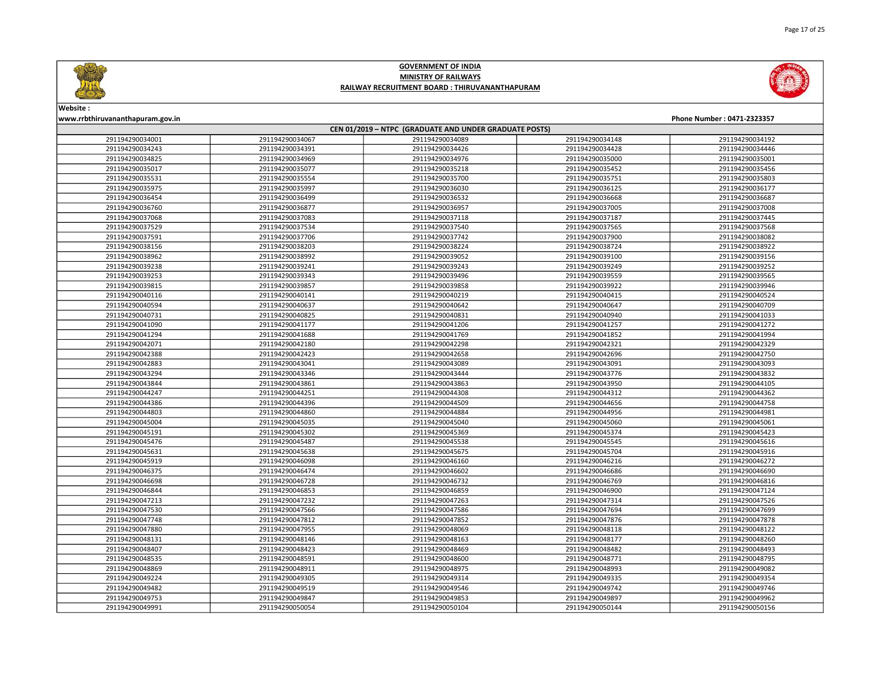# GOVERNMENT OF INDIA
## MINISTRY OF RAILWAYS
## RAILWAY RECRUITMENT BOARD : THIRUVANANTHAPURAM

Website :
www.rrbthiruvananthapuram.gov.in

Phone Number : 0471-2323357

### CEN 01/2019 – NTPC (GRADUATE AND UNDER GRADUATE POSTS)

| | | | | |
|---|---|---|---|---|
| 291194290034001 | 291194290034067 | 291194290034089 | 291194290034148 | 291194290034192 |
| 291194290034243 | 291194290034391 | 291194290034426 | 291194290034428 | 291194290034446 |
| 291194290034825 | 291194290034969 | 291194290034976 | 291194290035000 | 291194290035001 |
| 291194290035017 | 291194290035077 | 291194290035218 | 291194290035452 | 291194290035456 |
| 291194290035531 | 291194290035554 | 291194290035700 | 291194290035751 | 291194290035803 |
| 291194290035975 | 291194290035997 | 291194290036030 | 291194290036125 | 291194290036177 |
| 291194290036454 | 291194290036499 | 291194290036532 | 291194290036668 | 291194290036687 |
| 291194290036760 | 291194290036877 | 291194290036957 | 291194290037005 | 291194290037008 |
| 291194290037068 | 291194290037083 | 291194290037118 | 291194290037187 | 291194290037445 |
| 291194290037529 | 291194290037534 | 291194290037540 | 291194290037565 | 291194290037568 |
| 291194290037591 | 291194290037706 | 291194290037742 | 291194290037900 | 291194290038082 |
| 291194290038156 | 291194290038203 | 291194290038224 | 291194290038724 | 291194290038922 |
| 291194290038962 | 291194290038992 | 291194290039052 | 291194290039100 | 291194290039156 |
| 291194290039238 | 291194290039241 | 291194290039243 | 291194290039249 | 291194290039252 |
| 291194290039253 | 291194290039343 | 291194290039496 | 291194290039559 | 291194290039565 |
| 291194290039815 | 291194290039857 | 291194290039858 | 291194290039922 | 291194290039946 |
| 291194290040116 | 291194290040141 | 291194290040219 | 291194290040415 | 291194290040524 |
| 291194290040594 | 291194290040637 | 291194290040642 | 291194290040647 | 291194290040709 |
| 291194290040731 | 291194290040825 | 291194290040831 | 291194290040940 | 291194290041033 |
| 291194290041090 | 291194290041177 | 291194290041206 | 291194290041257 | 291194290041272 |
| 291194290041294 | 291194290041688 | 291194290041769 | 291194290041852 | 291194290041994 |
| 291194290042071 | 291194290042180 | 291194290042298 | 291194290042321 | 291194290042329 |
| 291194290042388 | 291194290042423 | 291194290042658 | 291194290042696 | 291194290042750 |
| 291194290042883 | 291194290043041 | 291194290043089 | 291194290043091 | 291194290043093 |
| 291194290043294 | 291194290043346 | 291194290043444 | 291194290043776 | 291194290043832 |
| 291194290043844 | 291194290043861 | 291194290043863 | 291194290043950 | 291194290044105 |
| 291194290044247 | 291194290044251 | 291194290044308 | 291194290044312 | 291194290044362 |
| 291194290044386 | 291194290044396 | 291194290044509 | 291194290044656 | 291194290044758 |
| 291194290044803 | 291194290044860 | 291194290044884 | 291194290044956 | 291194290044981 |
| 291194290045004 | 291194290045035 | 291194290045040 | 291194290045060 | 291194290045061 |
| 291194290045191 | 291194290045302 | 291194290045369 | 291194290045374 | 291194290045423 |
| 291194290045476 | 291194290045487 | 291194290045538 | 291194290045545 | 291194290045616 |
| 291194290045631 | 291194290045638 | 291194290045675 | 291194290045704 | 291194290045916 |
| 291194290045919 | 291194290046098 | 291194290046160 | 291194290046216 | 291194290046272 |
| 291194290046375 | 291194290046474 | 291194290046602 | 291194290046686 | 291194290046690 |
| 291194290046698 | 291194290046728 | 291194290046732 | 291194290046769 | 291194290046816 |
| 291194290046844 | 291194290046853 | 291194290046859 | 291194290046900 | 291194290047124 |
| 291194290047213 | 291194290047232 | 291194290047263 | 291194290047314 | 291194290047526 |
| 291194290047530 | 291194290047566 | 291194290047586 | 291194290047694 | 291194290047699 |
| 291194290047748 | 291194290047812 | 291194290047852 | 291194290047876 | 291194290047878 |
| 291194290047880 | 291194290047955 | 291194290048069 | 291194290048118 | 291194290048122 |
| 291194290048131 | 291194290048146 | 291194290048163 | 291194290048177 | 291194290048260 |
| 291194290048407 | 291194290048423 | 291194290048469 | 291194290048482 | 291194290048493 |
| 291194290048535 | 291194290048591 | 291194290048600 | 291194290048771 | 291194290048795 |
| 291194290048869 | 291194290048911 | 291194290048975 | 291194290048993 | 291194290049082 |
| 291194290049224 | 291194290049305 | 291194290049314 | 291194290049335 | 291194290049354 |
| 291194290049482 | 291194290049519 | 291194290049546 | 291194290049742 | 291194290049746 |
| 291194290049753 | 291194290049847 | 291194290049853 | 291194290049897 | 291194290049962 |
| 291194290049991 | 291194290050054 | 291194290050104 | 291194290050144 | 291194290050156 |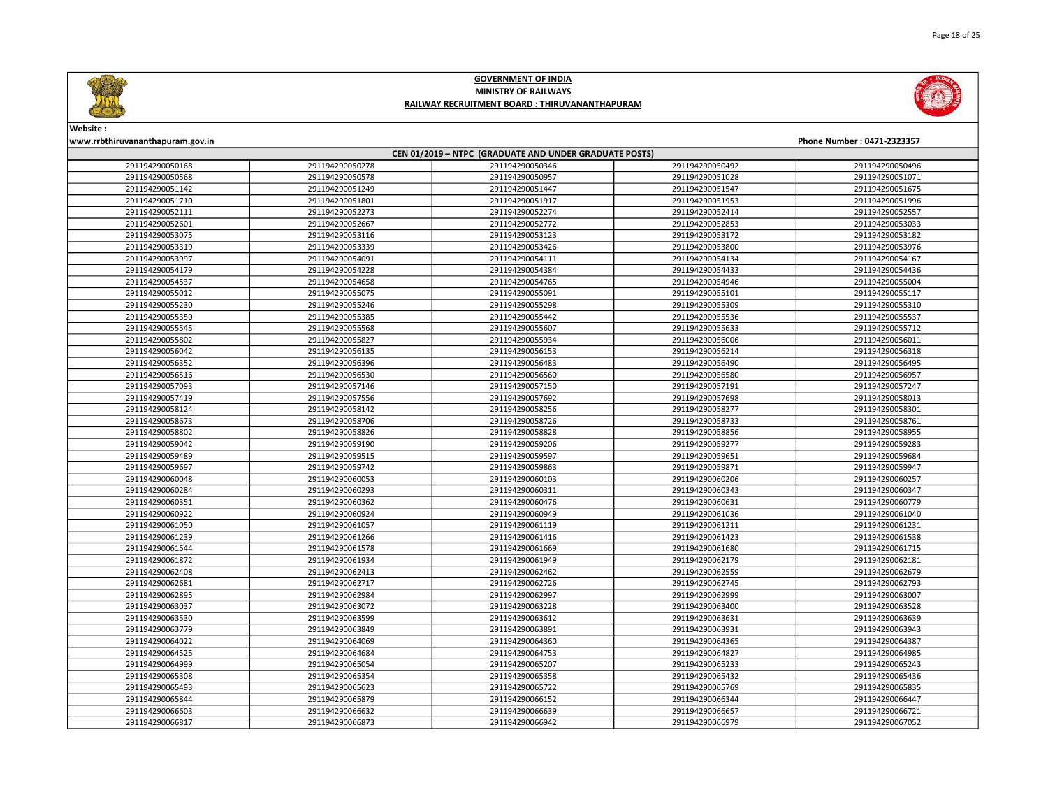# GOVERNMENT OF INDIA
## MINISTRY OF RAILWAYS
## RAILWAY RECRUITMENT BOARD : THIRUVANANTHAPURAM

Website :
www.rrbthiruvananthapuram.gov.in

Phone Number : 0471-2323357

### CEN 01/2019 – NTPC (GRADUATE AND UNDER GRADUATE POSTS)

| | | | | |
|---|---|---|---|---|
| 291194290050168 | 291194290050278 | 291194290050346 | 291194290050492 | 291194290050496 |
| 291194290050568 | 291194290050578 | 291194290050957 | 291194290051028 | 291194290051071 |
| 291194290051142 | 291194290051249 | 291194290051447 | 291194290051547 | 291194290051675 |
| 291194290051710 | 291194290051801 | 291194290051917 | 291194290051953 | 291194290051996 |
| 291194290052111 | 291194290052273 | 291194290052274 | 291194290052414 | 291194290052557 |
| 291194290052601 | 291194290052667 | 291194290052772 | 291194290052853 | 291194290053033 |
| 291194290053075 | 291194290053116 | 291194290053123 | 291194290053172 | 291194290053182 |
| 291194290053319 | 291194290053339 | 291194290053426 | 291194290053800 | 291194290053976 |
| 291194290053997 | 291194290054091 | 291194290054111 | 291194290054134 | 291194290054167 |
| 291194290054179 | 291194290054228 | 291194290054384 | 291194290054433 | 291194290054436 |
| 291194290054537 | 291194290054658 | 291194290054765 | 291194290054946 | 291194290055004 |
| 291194290055012 | 291194290055075 | 291194290055091 | 291194290055101 | 291194290055117 |
| 291194290055230 | 291194290055246 | 291194290055298 | 291194290055309 | 291194290055310 |
| 291194290055350 | 291194290055385 | 291194290055442 | 291194290055536 | 291194290055537 |
| 291194290055545 | 291194290055568 | 291194290055607 | 291194290055633 | 291194290055712 |
| 291194290055802 | 291194290055827 | 291194290055934 | 291194290056006 | 291194290056011 |
| 291194290056042 | 291194290056135 | 291194290056153 | 291194290056214 | 291194290056318 |
| 291194290056352 | 291194290056396 | 291194290056483 | 291194290056490 | 291194290056495 |
| 291194290056516 | 291194290056530 | 291194290056560 | 291194290056580 | 291194290056957 |
| 291194290057093 | 291194290057146 | 291194290057150 | 291194290057191 | 291194290057247 |
| 291194290057419 | 291194290057556 | 291194290057692 | 291194290057698 | 291194290058013 |
| 291194290058124 | 291194290058142 | 291194290058256 | 291194290058277 | 291194290058301 |
| 291194290058673 | 291194290058706 | 291194290058726 | 291194290058733 | 291194290058761 |
| 291194290058802 | 291194290058826 | 291194290058828 | 291194290058856 | 291194290058955 |
| 291194290059042 | 291194290059190 | 291194290059206 | 291194290059277 | 291194290059283 |
| 291194290059489 | 291194290059515 | 291194290059597 | 291194290059651 | 291194290059684 |
| 291194290059697 | 291194290059742 | 291194290059863 | 291194290059871 | 291194290059947 |
| 291194290060048 | 291194290060053 | 291194290060103 | 291194290060206 | 291194290060257 |
| 291194290060284 | 291194290060293 | 291194290060311 | 291194290060343 | 291194290060347 |
| 291194290060351 | 291194290060362 | 291194290060476 | 291194290060631 | 291194290060779 |
| 291194290060922 | 291194290060924 | 291194290060949 | 291194290061036 | 291194290061040 |
| 291194290061050 | 291194290061057 | 291194290061119 | 291194290061211 | 291194290061231 |
| 291194290061239 | 291194290061266 | 291194290061416 | 291194290061423 | 291194290061538 |
| 291194290061544 | 291194290061578 | 291194290061669 | 291194290061680 | 291194290061715 |
| 291194290061872 | 291194290061934 | 291194290061949 | 291194290062179 | 291194290062181 |
| 291194290062408 | 291194290062413 | 291194290062462 | 291194290062559 | 291194290062679 |
| 291194290062681 | 291194290062717 | 291194290062726 | 291194290062745 | 291194290062793 |
| 291194290062895 | 291194290062984 | 291194290062997 | 291194290062999 | 291194290063007 |
| 291194290063037 | 291194290063072 | 291194290063228 | 291194290063400 | 291194290063528 |
| 291194290063530 | 291194290063599 | 291194290063612 | 291194290063631 | 291194290063639 |
| 291194290063779 | 291194290063849 | 291194290063891 | 291194290063931 | 291194290063943 |
| 291194290064022 | 291194290064069 | 291194290064360 | 291194290064365 | 291194290064387 |
| 291194290064525 | 291194290064684 | 291194290064753 | 291194290064827 | 291194290064985 |
| 291194290064999 | 291194290065054 | 291194290065207 | 291194290065233 | 291194290065243 |
| 291194290065308 | 291194290065354 | 291194290065358 | 291194290065432 | 291194290065436 |
| 291194290065493 | 291194290065623 | 291194290065722 | 291194290065769 | 291194290065835 |
| 291194290065844 | 291194290065879 | 291194290066152 | 291194290066344 | 291194290066447 |
| 291194290066603 | 291194290066632 | 291194290066639 | 291194290066657 | 291194290066721 |
| 291194290066817 | 291194290066873 | 291194290066942 | 291194290066979 | 291194290067052 |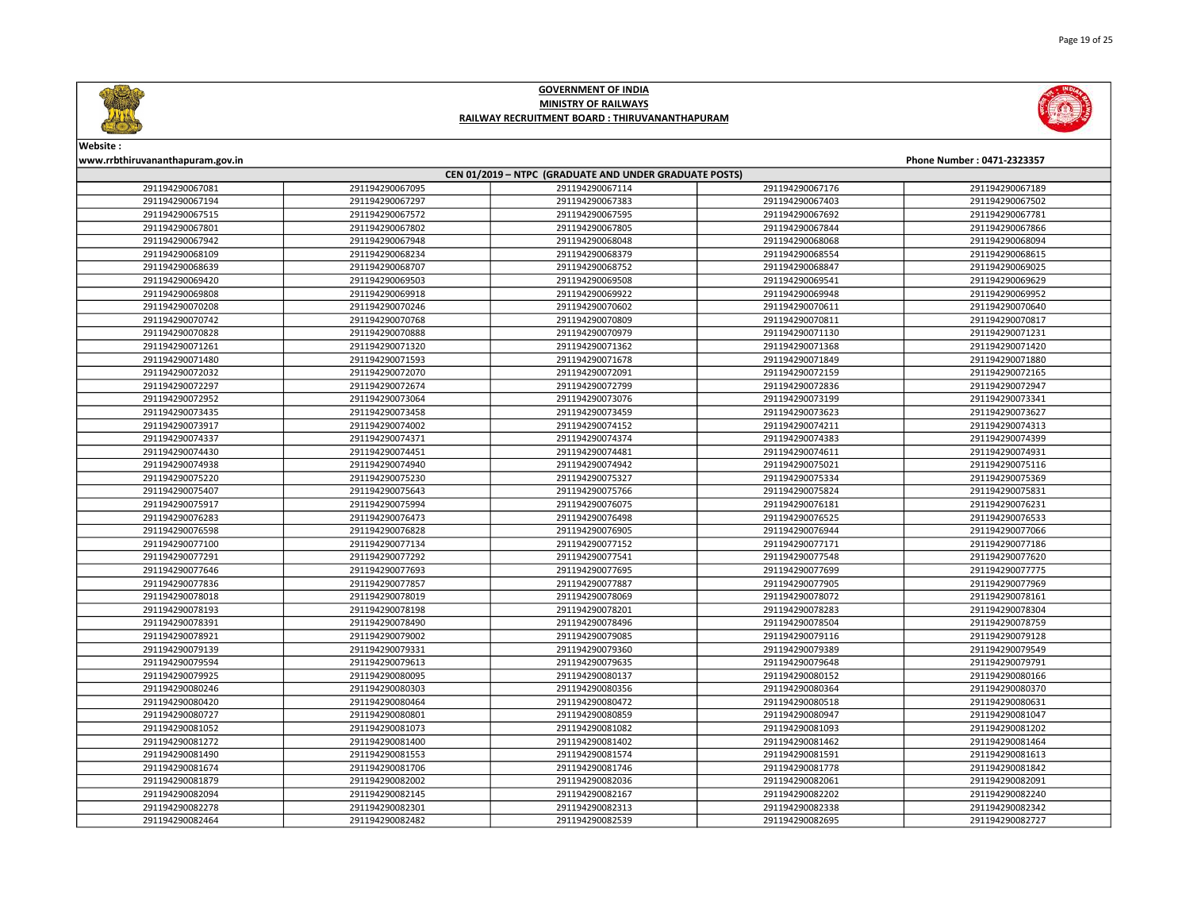# GOVERNMENT OF INDIA
## MINISTRY OF RAILWAYS
### RAILWAY RECRUITMENT BOARD : THIRUVANANTHAPURAM

**Website :**
**www.rrbthiruvananthapuram.gov.in**

**Phone Number : 0471-2323357**

**CEN 01/2019 – NTPC (GRADUATE AND UNDER GRADUATE POSTS)**

| | | | | |
|---|---|---|---|---|
| 291194290067081 | 291194290067095 | 291194290067114 | 291194290067176 | 291194290067189 |
| 291194290067194 | 291194290067297 | 291194290067383 | 291194290067403 | 291194290067502 |
| 291194290067515 | 291194290067572 | 291194290067595 | 291194290067692 | 291194290067781 |
| 291194290067801 | 291194290067802 | 291194290067805 | 291194290067844 | 291194290067866 |
| 291194290067942 | 291194290067948 | 291194290068048 | 291194290068068 | 291194290068094 |
| 291194290068109 | 291194290068234 | 291194290068379 | 291194290068554 | 291194290068615 |
| 291194290068639 | 291194290068707 | 291194290068752 | 291194290068847 | 291194290069025 |
| 291194290069420 | 291194290069503 | 291194290069508 | 291194290069541 | 291194290069629 |
| 291194290069808 | 291194290069918 | 291194290069922 | 291194290069948 | 291194290069952 |
| 291194290070208 | 291194290070246 | 291194290070602 | 291194290070611 | 291194290070640 |
| 291194290070742 | 291194290070768 | 291194290070809 | 291194290070811 | 291194290070817 |
| 291194290070828 | 291194290070888 | 291194290070979 | 291194290071130 | 291194290071231 |
| 291194290071261 | 291194290071320 | 291194290071362 | 291194290071368 | 291194290071420 |
| 291194290071480 | 291194290071593 | 291194290071678 | 291194290071849 | 291194290071880 |
| 291194290072032 | 291194290072070 | 291194290072091 | 291194290072159 | 291194290072165 |
| 291194290072297 | 291194290072674 | 291194290072799 | 291194290072836 | 291194290072947 |
| 291194290072952 | 291194290073064 | 291194290073076 | 291194290073199 | 291194290073341 |
| 291194290073435 | 291194290073458 | 291194290073459 | 291194290073623 | 291194290073627 |
| 291194290073917 | 291194290074002 | 291194290074152 | 291194290074211 | 291194290074313 |
| 291194290074337 | 291194290074371 | 291194290074374 | 291194290074383 | 291194290074399 |
| 291194290074430 | 291194290074451 | 291194290074481 | 291194290074611 | 291194290074931 |
| 291194290074938 | 291194290074940 | 291194290074942 | 291194290075021 | 291194290075116 |
| 291194290075220 | 291194290075230 | 291194290075327 | 291194290075334 | 291194290075369 |
| 291194290075407 | 291194290075643 | 291194290075766 | 291194290075824 | 291194290075831 |
| 291194290075917 | 291194290075994 | 291194290076075 | 291194290076181 | 291194290076231 |
| 291194290076283 | 291194290076473 | 291194290076498 | 291194290076525 | 291194290076533 |
| 291194290076598 | 291194290076828 | 291194290076905 | 291194290076944 | 291194290077066 |
| 291194290077100 | 291194290077134 | 291194290077152 | 291194290077171 | 291194290077186 |
| 291194290077291 | 291194290077292 | 291194290077541 | 291194290077548 | 291194290077620 |
| 291194290077646 | 291194290077693 | 291194290077695 | 291194290077699 | 291194290077775 |
| 291194290077836 | 291194290077857 | 291194290077887 | 291194290077905 | 291194290077969 |
| 291194290078018 | 291194290078019 | 291194290078069 | 291194290078072 | 291194290078161 |
| 291194290078193 | 291194290078198 | 291194290078201 | 291194290078283 | 291194290078304 |
| 291194290078391 | 291194290078490 | 291194290078496 | 291194290078504 | 291194290078759 |
| 291194290078921 | 291194290079002 | 291194290079085 | 291194290079116 | 291194290079128 |
| 291194290079139 | 291194290079331 | 291194290079360 | 291194290079389 | 291194290079549 |
| 291194290079594 | 291194290079613 | 291194290079635 | 291194290079648 | 291194290079791 |
| 291194290079925 | 291194290080095 | 291194290080137 | 291194290080152 | 291194290080166 |
| 291194290080246 | 291194290080303 | 291194290080356 | 291194290080364 | 291194290080370 |
| 291194290080420 | 291194290080464 | 291194290080472 | 291194290080518 | 291194290080631 |
| 291194290080727 | 291194290080801 | 291194290080859 | 291194290080947 | 291194290081047 |
| 291194290081052 | 291194290081073 | 291194290081082 | 291194290081093 | 291194290081202 |
| 291194290081272 | 291194290081400 | 291194290081402 | 291194290081462 | 291194290081464 |
| 291194290081490 | 291194290081553 | 291194290081574 | 291194290081591 | 291194290081613 |
| 291194290081674 | 291194290081706 | 291194290081746 | 291194290081778 | 291194290081842 |
| 291194290081879 | 291194290082002 | 291194290082036 | 291194290082061 | 291194290082091 |
| 291194290082094 | 291194290082145 | 291194290082167 | 291194290082202 | 291194290082240 |
| 291194290082278 | 291194290082301 | 291194290082313 | 291194290082338 | 291194290082342 |
| 291194290082464 | 291194290082482 | 291194290082539 | 291194290082695 | 291194290082727 |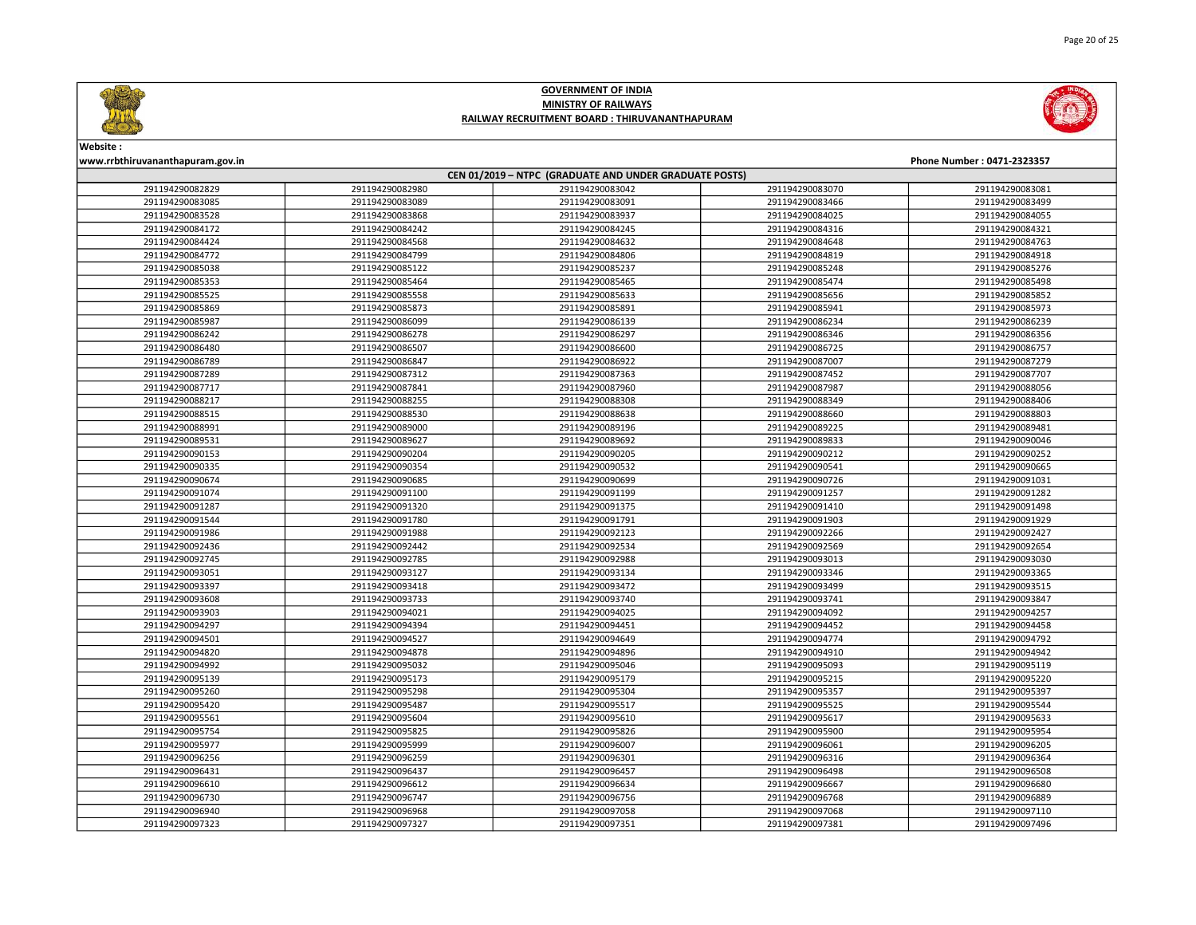**GOVERNMENT OF INDIA**
**MINISTRY OF RAILWAYS**
**RAILWAY RECRUITMENT BOARD : THIRUVANANTHAPURAM**

**Website :**
**www.rrbthiruvananthapuram.gov.in**

**Phone Number : 0471-2323357**

**CEN 01/2019 – NTPC (GRADUATE AND UNDER GRADUATE POSTS)**

| | | | | |
|---|---|---|---|---|
| 291194290082829 | 291194290082980 | 291194290083042 | 291194290083070 | 291194290083081 |
| 291194290083085 | 291194290083089 | 291194290083091 | 291194290083466 | 291194290083499 |
| 291194290083528 | 291194290083868 | 291194290083937 | 291194290084025 | 291194290084055 |
| 291194290084172 | 291194290084242 | 291194290084245 | 291194290084316 | 291194290084321 |
| 291194290084424 | 291194290084568 | 291194290084632 | 291194290084648 | 291194290084763 |
| 291194290084772 | 291194290084799 | 291194290084806 | 291194290084819 | 291194290084918 |
| 291194290085038 | 291194290085122 | 291194290085237 | 291194290085248 | 291194290085276 |
| 291194290085353 | 291194290085464 | 291194290085465 | 291194290085474 | 291194290085498 |
| 291194290085525 | 291194290085558 | 291194290085633 | 291194290085656 | 291194290085852 |
| 291194290085869 | 291194290085873 | 291194290085891 | 291194290085941 | 291194290085973 |
| 291194290085987 | 291194290086099 | 291194290086139 | 291194290086234 | 291194290086239 |
| 291194290086242 | 291194290086278 | 291194290086297 | 291194290086346 | 291194290086356 |
| 291194290086480 | 291194290086507 | 291194290086600 | 291194290086725 | 291194290086757 |
| 291194290086789 | 291194290086847 | 291194290086922 | 291194290087007 | 291194290087279 |
| 291194290087289 | 291194290087312 | 291194290087363 | 291194290087452 | 291194290087707 |
| 291194290087717 | 291194290087841 | 291194290087960 | 291194290087987 | 291194290088056 |
| 291194290088217 | 291194290088255 | 291194290088308 | 291194290088349 | 291194290088406 |
| 291194290088515 | 291194290088530 | 291194290088638 | 291194290088660 | 291194290088803 |
| 291194290088991 | 291194290089000 | 291194290089196 | 291194290089225 | 291194290089481 |
| 291194290089531 | 291194290089627 | 291194290089692 | 291194290089833 | 291194290090046 |
| 291194290090153 | 291194290090204 | 291194290090205 | 291194290090212 | 291194290090252 |
| 291194290090335 | 291194290090354 | 291194290090532 | 291194290090541 | 291194290090665 |
| 291194290090674 | 291194290090685 | 291194290090699 | 291194290090726 | 291194290091031 |
| 291194290091074 | 291194290091100 | 291194290091199 | 291194290091257 | 291194290091282 |
| 291194290091287 | 291194290091320 | 291194290091375 | 291194290091410 | 291194290091498 |
| 291194290091544 | 291194290091780 | 291194290091791 | 291194290091903 | 291194290091929 |
| 291194290091986 | 291194290091988 | 291194290092123 | 291194290092266 | 291194290092427 |
| 291194290092436 | 291194290092442 | 291194290092534 | 291194290092569 | 291194290092654 |
| 291194290092745 | 291194290092785 | 291194290092988 | 291194290093013 | 291194290093030 |
| 291194290093051 | 291194290093127 | 291194290093134 | 291194290093346 | 291194290093365 |
| 291194290093397 | 291194290093418 | 291194290093472 | 291194290093499 | 291194290093515 |
| 291194290093608 | 291194290093733 | 291194290093740 | 291194290093741 | 291194290093847 |
| 291194290093903 | 291194290094021 | 291194290094025 | 291194290094092 | 291194290094257 |
| 291194290094297 | 291194290094394 | 291194290094451 | 291194290094452 | 291194290094458 |
| 291194290094501 | 291194290094527 | 291194290094649 | 291194290094774 | 291194290094792 |
| 291194290094820 | 291194290094878 | 291194290094896 | 291194290094910 | 291194290094942 |
| 291194290094992 | 291194290095032 | 291194290095046 | 291194290095093 | 291194290095119 |
| 291194290095139 | 291194290095173 | 291194290095179 | 291194290095215 | 291194290095220 |
| 291194290095260 | 291194290095298 | 291194290095304 | 291194290095357 | 291194290095397 |
| 291194290095420 | 291194290095487 | 291194290095517 | 291194290095525 | 291194290095544 |
| 291194290095561 | 291194290095604 | 291194290095610 | 291194290095617 | 291194290095633 |
| 291194290095754 | 291194290095825 | 291194290095826 | 291194290095900 | 291194290095954 |
| 291194290095977 | 291194290095999 | 291194290096007 | 291194290096061 | 291194290096205 |
| 291194290096256 | 291194290096259 | 291194290096301 | 291194290096316 | 291194290096364 |
| 291194290096431 | 291194290096437 | 291194290096457 | 291194290096498 | 291194290096508 |
| 291194290096610 | 291194290096612 | 291194290096634 | 291194290096667 | 291194290096680 |
| 291194290096730 | 291194290096747 | 291194290096756 | 291194290096768 | 291194290096889 |
| 291194290096940 | 291194290096968 | 291194290097058 | 291194290097068 | 291194290097110 |
| 291194290097323 | 291194290097327 | 291194290097351 | 291194290097381 | 291194290097496 |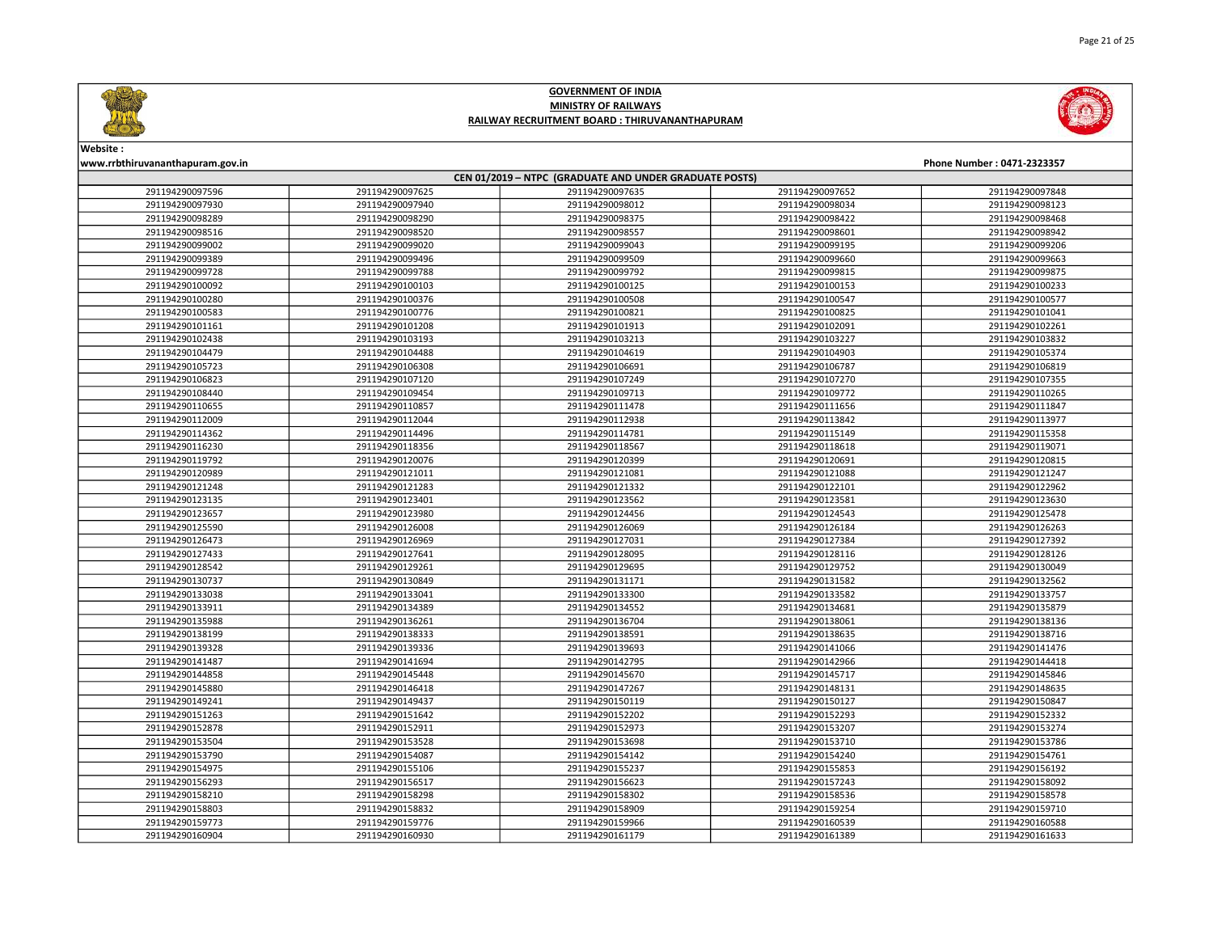# GOVERNMENT OF INDIA
## MINISTRY OF RAILWAYS
### RAILWAY RECRUITMENT BOARD : THIRUVANANTHAPURAM

Website :
www.rrbthiruvananthapuram.gov.in

Phone Number : 0471-2323357

**CEN 01/2019 – NTPC (GRADUATE AND UNDER GRADUATE POSTS)**

| | | | | |
|---|---|---|---|---|
| 291194290097596 | 291194290097625 | 291194290097635 | 291194290097652 | 291194290097848 |
| 291194290097930 | 291194290097940 | 291194290098012 | 291194290098034 | 291194290098123 |
| 291194290098289 | 291194290098290 | 291194290098375 | 291194290098422 | 291194290098468 |
| 291194290098516 | 291194290098520 | 291194290098557 | 291194290098601 | 291194290098942 |
| 291194290099002 | 291194290099020 | 291194290099043 | 291194290099195 | 291194290099206 |
| 291194290099389 | 291194290099496 | 291194290099509 | 291194290099660 | 291194290099663 |
| 291194290099728 | 291194290099788 | 291194290099792 | 291194290099815 | 291194290099875 |
| 291194290100092 | 291194290100103 | 291194290100125 | 291194290100153 | 291194290100233 |
| 291194290100280 | 291194290100376 | 291194290100508 | 291194290100547 | 291194290100577 |
| 291194290100583 | 291194290100776 | 291194290100821 | 291194290100825 | 291194290101041 |
| 291194290101161 | 291194290101208 | 291194290101913 | 291194290102091 | 291194290102261 |
| 291194290102438 | 291194290103193 | 291194290103213 | 291194290103227 | 291194290103832 |
| 291194290104479 | 291194290104488 | 291194290104619 | 291194290104903 | 291194290105374 |
| 291194290105723 | 291194290106308 | 291194290106691 | 291194290106787 | 291194290106819 |
| 291194290106823 | 291194290107120 | 291194290107249 | 291194290107270 | 291194290107355 |
| 291194290108440 | 291194290109454 | 291194290109713 | 291194290109772 | 291194290110265 |
| 291194290110655 | 291194290110857 | 291194290111478 | 291194290111656 | 291194290111847 |
| 291194290112009 | 291194290112044 | 291194290112938 | 291194290113842 | 291194290113977 |
| 291194290114362 | 291194290114496 | 291194290114781 | 291194290115149 | 291194290115358 |
| 291194290116230 | 291194290118356 | 291194290118567 | 291194290118618 | 291194290119071 |
| 291194290119792 | 291194290120076 | 291194290120399 | 291194290120691 | 291194290120815 |
| 291194290120989 | 291194290121011 | 291194290121081 | 291194290121088 | 291194290121247 |
| 291194290121248 | 291194290121283 | 291194290121332 | 291194290122101 | 291194290122962 |
| 291194290123135 | 291194290123401 | 291194290123562 | 291194290123581 | 291194290123630 |
| 291194290123657 | 291194290123980 | 291194290124456 | 291194290124543 | 291194290125478 |
| 291194290125590 | 291194290126008 | 291194290126069 | 291194290126184 | 291194290126263 |
| 291194290126473 | 291194290126969 | 291194290127031 | 291194290127384 | 291194290127392 |
| 291194290127433 | 291194290127641 | 291194290128095 | 291194290128116 | 291194290128126 |
| 291194290128542 | 291194290129261 | 291194290129695 | 291194290129752 | 291194290130049 |
| 291194290130737 | 291194290130849 | 291194290131171 | 291194290131582 | 291194290132562 |
| 291194290133038 | 291194290133041 | 291194290133300 | 291194290133582 | 291194290133757 |
| 291194290133911 | 291194290134389 | 291194290134552 | 291194290134681 | 291194290135879 |
| 291194290135988 | 291194290136261 | 291194290136704 | 291194290138061 | 291194290138136 |
| 291194290138199 | 291194290138333 | 291194290138591 | 291194290138635 | 291194290138716 |
| 291194290139328 | 291194290139336 | 291194290139693 | 291194290141066 | 291194290141476 |
| 291194290141487 | 291194290141694 | 291194290142795 | 291194290142966 | 291194290144418 |
| 291194290144858 | 291194290145448 | 291194290145670 | 291194290145717 | 291194290145846 |
| 291194290145880 | 291194290146418 | 291194290147267 | 291194290148131 | 291194290148635 |
| 291194290149241 | 291194290149437 | 291194290150119 | 291194290150127 | 291194290150847 |
| 291194290151263 | 291194290151642 | 291194290152202 | 291194290152293 | 291194290152332 |
| 291194290152878 | 291194290152911 | 291194290152973 | 291194290153207 | 291194290153274 |
| 291194290153504 | 291194290153528 | 291194290153698 | 291194290153710 | 291194290153786 |
| 291194290153790 | 291194290154087 | 291194290154142 | 291194290154240 | 291194290154761 |
| 291194290154975 | 291194290155106 | 291194290155237 | 291194290155853 | 291194290156192 |
| 291194290156293 | 291194290156517 | 291194290156623 | 291194290157243 | 291194290158092 |
| 291194290158210 | 291194290158298 | 291194290158302 | 291194290158536 | 291194290158578 |
| 291194290158803 | 291194290158832 | 291194290158909 | 291194290159254 | 291194290159710 |
| 291194290159773 | 291194290159776 | 291194290159966 | 291194290160539 | 291194290160588 |
| 291194290160904 | 291194290160930 | 291194290161179 | 291194290161389 | 291194290161633 |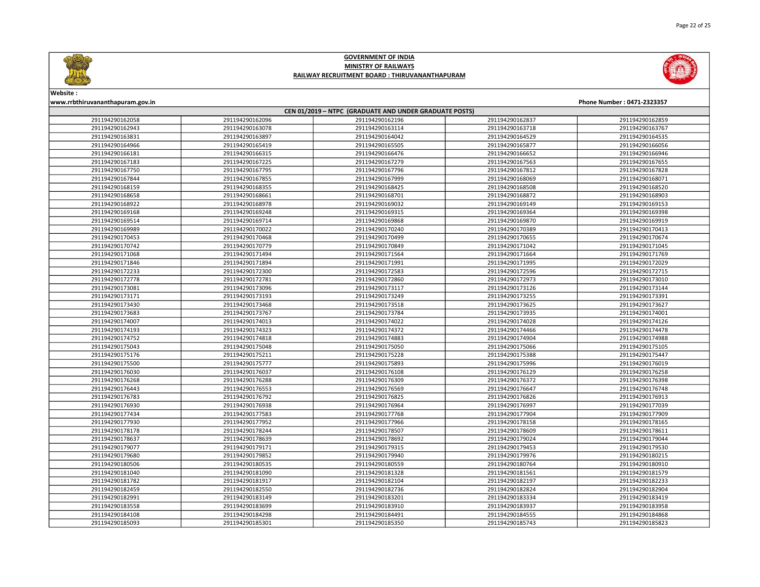# GOVERNMENT OF INDIA
## MINISTRY OF RAILWAYS
## RAILWAY RECRUITMENT BOARD : THIRUVANANTHAPURAM

**Website :**
**www.rrbthiruvananthapuram.gov.in**

**Phone Number : 0471-2323357**

**CEN 01/2019 – NTPC (GRADUATE AND UNDER GRADUATE POSTS)**

| | | | | |
|---|---|---|---|---|
| 291194290162058 | 291194290162096 | 291194290162196 | 291194290162837 | 291194290162859 |
| 291194290162943 | 291194290163078 | 291194290163114 | 291194290163718 | 291194290163767 |
| 291194290163831 | 291194290163897 | 291194290164042 | 291194290164529 | 291194290164535 |
| 291194290164966 | 291194290165419 | 291194290165505 | 291194290165877 | 291194290166056 |
| 291194290166181 | 291194290166315 | 291194290166476 | 291194290166652 | 291194290166946 |
| 291194290167183 | 291194290167225 | 291194290167279 | 291194290167563 | 291194290167655 |
| 291194290167750 | 291194290167795 | 291194290167796 | 291194290167812 | 291194290167828 |
| 291194290167844 | 291194290167855 | 291194290167999 | 291194290168069 | 291194290168071 |
| 291194290168159 | 291194290168355 | 291194290168425 | 291194290168508 | 291194290168520 |
| 291194290168658 | 291194290168661 | 291194290168701 | 291194290168872 | 291194290168903 |
| 291194290168922 | 291194290168978 | 291194290169032 | 291194290169149 | 291194290169153 |
| 291194290169168 | 291194290169248 | 291194290169315 | 291194290169364 | 291194290169398 |
| 291194290169514 | 291194290169714 | 291194290169868 | 291194290169870 | 291194290169919 |
| 291194290169989 | 291194290170022 | 291194290170240 | 291194290170389 | 291194290170413 |
| 291194290170453 | 291194290170468 | 291194290170499 | 291194290170655 | 291194290170674 |
| 291194290170742 | 291194290170779 | 291194290170849 | 291194290171042 | 291194290171045 |
| 291194290171068 | 291194290171494 | 291194290171564 | 291194290171664 | 291194290171769 |
| 291194290171846 | 291194290171894 | 291194290171991 | 291194290171995 | 291194290172029 |
| 291194290172233 | 291194290172300 | 291194290172583 | 291194290172596 | 291194290172715 |
| 291194290172778 | 291194290172781 | 291194290172860 | 291194290172973 | 291194290173010 |
| 291194290173081 | 291194290173096 | 291194290173117 | 291194290173126 | 291194290173144 |
| 291194290173171 | 291194290173193 | 291194290173249 | 291194290173255 | 291194290173391 |
| 291194290173430 | 291194290173468 | 291194290173518 | 291194290173625 | 291194290173627 |
| 291194290173683 | 291194290173767 | 291194290173784 | 291194290173935 | 291194290174001 |
| 291194290174007 | 291194290174013 | 291194290174022 | 291194290174028 | 291194290174126 |
| 291194290174193 | 291194290174323 | 291194290174372 | 291194290174466 | 291194290174478 |
| 291194290174752 | 291194290174818 | 291194290174883 | 291194290174904 | 291194290174988 |
| 291194290175043 | 291194290175048 | 291194290175050 | 291194290175066 | 291194290175105 |
| 291194290175176 | 291194290175211 | 291194290175228 | 291194290175388 | 291194290175447 |
| 291194290175500 | 291194290175777 | 291194290175893 | 291194290175996 | 291194290176019 |
| 291194290176030 | 291194290176037 | 291194290176108 | 291194290176129 | 291194290176258 |
| 291194290176268 | 291194290176288 | 291194290176309 | 291194290176372 | 291194290176398 |
| 291194290176443 | 291194290176553 | 291194290176569 | 291194290176647 | 291194290176748 |
| 291194290176783 | 291194290176792 | 291194290176825 | 291194290176826 | 291194290176913 |
| 291194290176930 | 291194290176938 | 291194290176964 | 291194290176997 | 291194290177039 |
| 291194290177434 | 291194290177583 | 291194290177768 | 291194290177904 | 291194290177909 |
| 291194290177930 | 291194290177952 | 291194290177966 | 291194290178158 | 291194290178165 |
| 291194290178178 | 291194290178244 | 291194290178507 | 291194290178609 | 291194290178611 |
| 291194290178637 | 291194290178639 | 291194290178692 | 291194290179024 | 291194290179044 |
| 291194290179077 | 291194290179171 | 291194290179315 | 291194290179453 | 291194290179530 |
| 291194290179680 | 291194290179852 | 291194290179940 | 291194290179976 | 291194290180215 |
| 291194290180506 | 291194290180535 | 291194290180559 | 291194290180764 | 291194290180910 |
| 291194290181040 | 291194290181090 | 291194290181328 | 291194290181561 | 291194290181579 |
| 291194290181782 | 291194290181917 | 291194290182104 | 291194290182197 | 291194290182233 |
| 291194290182459 | 291194290182550 | 291194290182736 | 291194290182824 | 291194290182904 |
| 291194290182991 | 291194290183149 | 291194290183201 | 291194290183334 | 291194290183419 |
| 291194290183558 | 291194290183699 | 291194290183910 | 291194290183937 | 291194290183958 |
| 291194290184108 | 291194290184298 | 291194290184491 | 291194290184555 | 291194290184868 |
| 291194290185093 | 291194290185301 | 291194290185350 | 291194290185743 | 291194290185823 |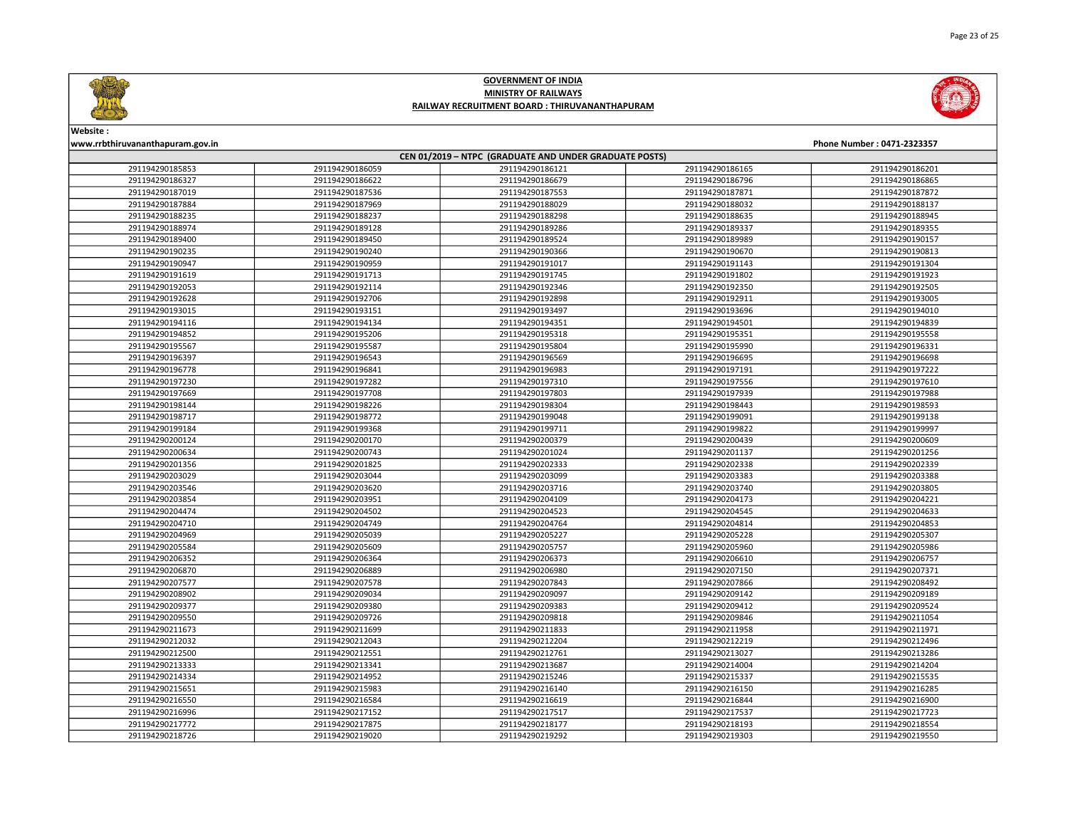# GOVERNMENT OF INDIA
## MINISTRY OF RAILWAYS
### RAILWAY RECRUITMENT BOARD : THIRUVANANTHAPURAM

**Website :**
**www.rrbthiruvananthapuram.gov.in**

**Phone Number : 0471-2323357**

**CEN 01/2019 – NTPC (GRADUATE AND UNDER GRADUATE POSTS)**

| | | | | |
|---|---|---|---|---|
| 291194290185853 | 291194290186059 | 291194290186121 | 291194290186165 | 291194290186201 |
| 291194290186327 | 291194290186622 | 291194290186679 | 291194290186796 | 291194290186865 |
| 291194290187019 | 291194290187536 | 291194290187553 | 291194290187871 | 291194290187872 |
| 291194290187884 | 291194290187969 | 291194290188029 | 291194290188032 | 291194290188137 |
| 291194290188235 | 291194290188237 | 291194290188298 | 291194290188635 | 291194290188945 |
| 291194290188974 | 291194290189128 | 291194290189286 | 291194290189337 | 291194290189355 |
| 291194290189400 | 291194290189450 | 291194290189524 | 291194290189989 | 291194290190157 |
| 291194290190235 | 291194290190240 | 291194290190366 | 291194290190670 | 291194290190813 |
| 291194290190947 | 291194290190959 | 291194290191017 | 291194290191143 | 291194290191304 |
| 291194290191619 | 291194290191713 | 291194290191745 | 291194290191802 | 291194290191923 |
| 291194290192053 | 291194290192114 | 291194290192346 | 291194290192350 | 291194290192505 |
| 291194290192628 | 291194290192706 | 291194290192898 | 291194290192911 | 291194290193005 |
| 291194290193015 | 291194290193151 | 291194290193497 | 291194290193696 | 291194290194010 |
| 291194290194116 | 291194290194134 | 291194290194351 | 291194290194501 | 291194290194839 |
| 291194290194852 | 291194290195206 | 291194290195318 | 291194290195351 | 291194290195558 |
| 291194290195567 | 291194290195587 | 291194290195804 | 291194290195990 | 291194290196331 |
| 291194290196397 | 291194290196543 | 291194290196569 | 291194290196695 | 291194290196698 |
| 291194290196778 | 291194290196841 | 291194290196983 | 291194290197191 | 291194290197222 |
| 291194290197230 | 291194290197282 | 291194290197310 | 291194290197556 | 291194290197610 |
| 291194290197669 | 291194290197708 | 291194290197803 | 291194290197939 | 291194290197988 |
| 291194290198144 | 291194290198226 | 291194290198304 | 291194290198443 | 291194290198593 |
| 291194290198717 | 291194290198772 | 291194290199048 | 291194290199091 | 291194290199138 |
| 291194290199184 | 291194290199368 | 291194290199711 | 291194290199822 | 291194290199997 |
| 291194290200124 | 291194290200170 | 291194290200379 | 291194290200439 | 291194290200609 |
| 291194290200634 | 291194290200743 | 291194290201024 | 291194290201137 | 291194290201256 |
| 291194290201356 | 291194290201825 | 291194290202333 | 291194290202338 | 291194290202339 |
| 291194290203029 | 291194290203044 | 291194290203099 | 291194290203383 | 291194290203388 |
| 291194290203546 | 291194290203620 | 291194290203716 | 291194290203740 | 291194290203805 |
| 291194290203854 | 291194290203951 | 291194290204109 | 291194290204173 | 291194290204221 |
| 291194290204474 | 291194290204502 | 291194290204523 | 291194290204545 | 291194290204633 |
| 291194290204710 | 291194290204749 | 291194290204764 | 291194290204814 | 291194290204853 |
| 291194290204969 | 291194290205039 | 291194290205227 | 291194290205228 | 291194290205307 |
| 291194290205584 | 291194290205609 | 291194290205757 | 291194290205960 | 291194290205986 |
| 291194290206352 | 291194290206364 | 291194290206373 | 291194290206610 | 291194290206757 |
| 291194290206870 | 291194290206889 | 291194290206980 | 291194290207150 | 291194290207371 |
| 291194290207577 | 291194290207578 | 291194290207843 | 291194290207866 | 291194290208492 |
| 291194290208902 | 291194290209034 | 291194290209097 | 291194290209142 | 291194290209189 |
| 291194290209377 | 291194290209380 | 291194290209383 | 291194290209412 | 291194290209524 |
| 291194290209550 | 291194290209726 | 291194290209818 | 291194290209846 | 291194290211054 |
| 291194290211673 | 291194290211699 | 291194290211833 | 291194290211958 | 291194290211971 |
| 291194290212032 | 291194290212043 | 291194290212204 | 291194290212219 | 291194290212496 |
| 291194290212500 | 291194290212551 | 291194290212761 | 291194290213027 | 291194290213286 |
| 291194290213333 | 291194290213341 | 291194290213687 | 291194290214004 | 291194290214204 |
| 291194290214334 | 291194290214952 | 291194290215246 | 291194290215337 | 291194290215535 |
| 291194290215651 | 291194290215983 | 291194290216140 | 291194290216150 | 291194290216285 |
| 291194290216550 | 291194290216584 | 291194290216619 | 291194290216844 | 291194290216900 |
| 291194290216996 | 291194290217152 | 291194290217517 | 291194290217537 | 291194290217723 |
| 291194290217772 | 291194290217875 | 291194290218177 | 291194290218193 | 291194290218554 |
| 291194290218726 | 291194290219020 | 291194290219292 | 291194290219303 | 291194290219550 |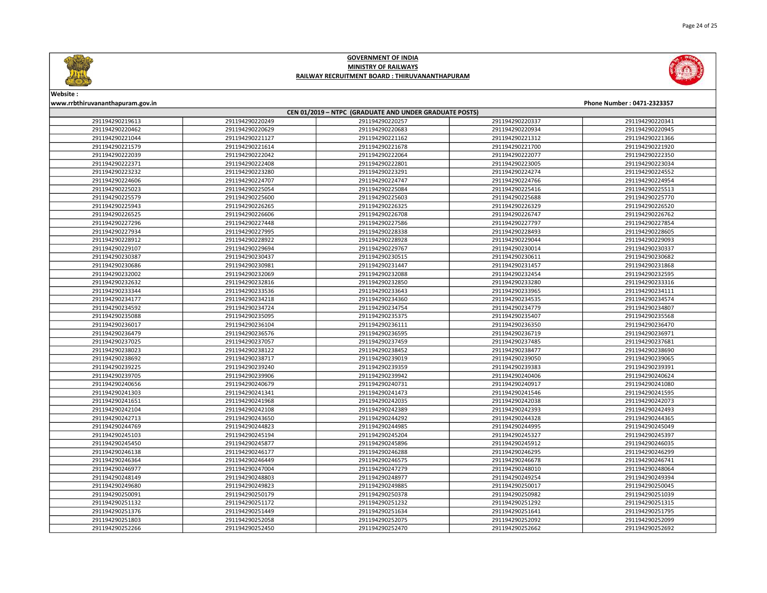# GOVERNMENT OF INDIA
## MINISTRY OF RAILWAYS
### RAILWAY RECRUITMENT BOARD : THIRUVANANTHAPURAM

**Website :**
**www.rrbthiruvananthapuram.gov.in**

**Phone Number : 0471-2323357**

**CEN 01/2019 – NTPC (GRADUATE AND UNDER GRADUATE POSTS)**

| | | | | |
|---|---|---|---|---|
| 291194290219613 | 291194290220249 | 291194290220257 | 291194290220337 | 291194290220341 |
| 291194290220462 | 291194290220629 | 291194290220683 | 291194290220934 | 291194290220945 |
| 291194290221044 | 291194290221127 | 291194290221162 | 291194290221312 | 291194290221366 |
| 291194290221579 | 291194290221614 | 291194290221678 | 291194290221700 | 291194290221920 |
| 291194290222039 | 291194290222042 | 291194290222064 | 291194290222077 | 291194290222350 |
| 291194290222371 | 291194290222408 | 291194290222801 | 291194290223005 | 291194290223034 |
| 291194290223232 | 291194290223280 | 291194290223291 | 291194290224274 | 291194290224552 |
| 291194290224606 | 291194290224707 | 291194290224747 | 291194290224766 | 291194290224954 |
| 291194290225023 | 291194290225054 | 291194290225084 | 291194290225416 | 291194290225513 |
| 291194290225579 | 291194290225600 | 291194290225603 | 291194290225688 | 291194290225770 |
| 291194290225943 | 291194290226265 | 291194290226325 | 291194290226329 | 291194290226520 |
| 291194290226525 | 291194290226606 | 291194290226708 | 291194290226747 | 291194290226762 |
| 291194290227296 | 291194290227448 | 291194290227586 | 291194290227797 | 291194290227854 |
| 291194290227934 | 291194290227995 | 291194290228338 | 291194290228493 | 291194290228605 |
| 291194290228912 | 291194290228922 | 291194290228928 | 291194290229044 | 291194290229093 |
| 291194290229107 | 291194290229694 | 291194290229767 | 291194290230014 | 291194290230337 |
| 291194290230387 | 291194290230437 | 291194290230515 | 291194290230611 | 291194290230682 |
| 291194290230686 | 291194290230981 | 291194290231447 | 291194290231457 | 291194290231868 |
| 291194290232002 | 291194290232069 | 291194290232088 | 291194290232454 | 291194290232595 |
| 291194290232632 | 291194290232816 | 291194290232850 | 291194290233280 | 291194290233316 |
| 291194290233344 | 291194290233536 | 291194290233643 | 291194290233965 | 291194290234111 |
| 291194290234177 | 291194290234218 | 291194290234360 | 291194290234535 | 291194290234574 |
| 291194290234592 | 291194290234724 | 291194290234754 | 291194290234779 | 291194290234807 |
| 291194290235088 | 291194290235095 | 291194290235375 | 291194290235407 | 291194290235568 |
| 291194290236017 | 291194290236104 | 291194290236111 | 291194290236350 | 291194290236470 |
| 291194290236479 | 291194290236576 | 291194290236595 | 291194290236719 | 291194290236971 |
| 291194290237025 | 291194290237057 | 291194290237459 | 291194290237485 | 291194290237681 |
| 291194290238023 | 291194290238122 | 291194290238452 | 291194290238477 | 291194290238690 |
| 291194290238692 | 291194290238717 | 291194290239019 | 291194290239050 | 291194290239065 |
| 291194290239225 | 291194290239240 | 291194290239359 | 291194290239383 | 291194290239391 |
| 291194290239705 | 291194290239906 | 291194290239942 | 291194290240406 | 291194290240624 |
| 291194290240656 | 291194290240679 | 291194290240731 | 291194290240917 | 291194290241080 |
| 291194290241303 | 291194290241341 | 291194290241473 | 291194290241546 | 291194290241595 |
| 291194290241651 | 291194290241968 | 291194290242035 | 291194290242038 | 291194290242073 |
| 291194290242104 | 291194290242108 | 291194290242389 | 291194290242393 | 291194290242493 |
| 291194290242713 | 291194290243650 | 291194290244292 | 291194290244328 | 291194290244365 |
| 291194290244769 | 291194290244823 | 291194290244985 | 291194290244995 | 291194290245049 |
| 291194290245103 | 291194290245194 | 291194290245204 | 291194290245327 | 291194290245397 |
| 291194290245450 | 291194290245877 | 291194290245896 | 291194290245912 | 291194290246035 |
| 291194290246138 | 291194290246177 | 291194290246288 | 291194290246295 | 291194290246299 |
| 291194290246364 | 291194290246449 | 291194290246575 | 291194290246678 | 291194290246741 |
| 291194290246977 | 291194290247004 | 291194290247279 | 291194290248010 | 291194290248064 |
| 291194290248149 | 291194290248803 | 291194290248977 | 291194290249254 | 291194290249394 |
| 291194290249680 | 291194290249823 | 291194290249885 | 291194290250017 | 291194290250045 |
| 291194290250091 | 291194290250179 | 291194290250378 | 291194290250982 | 291194290251039 |
| 291194290251132 | 291194290251172 | 291194290251232 | 291194290251292 | 291194290251315 |
| 291194290251376 | 291194290251449 | 291194290251634 | 291194290251641 | 291194290251795 |
| 291194290251803 | 291194290252058 | 291194290252075 | 291194290252092 | 291194290252099 |
| 291194290252266 | 291194290252450 | 291194290252470 | 291194290252662 | 291194290252692 |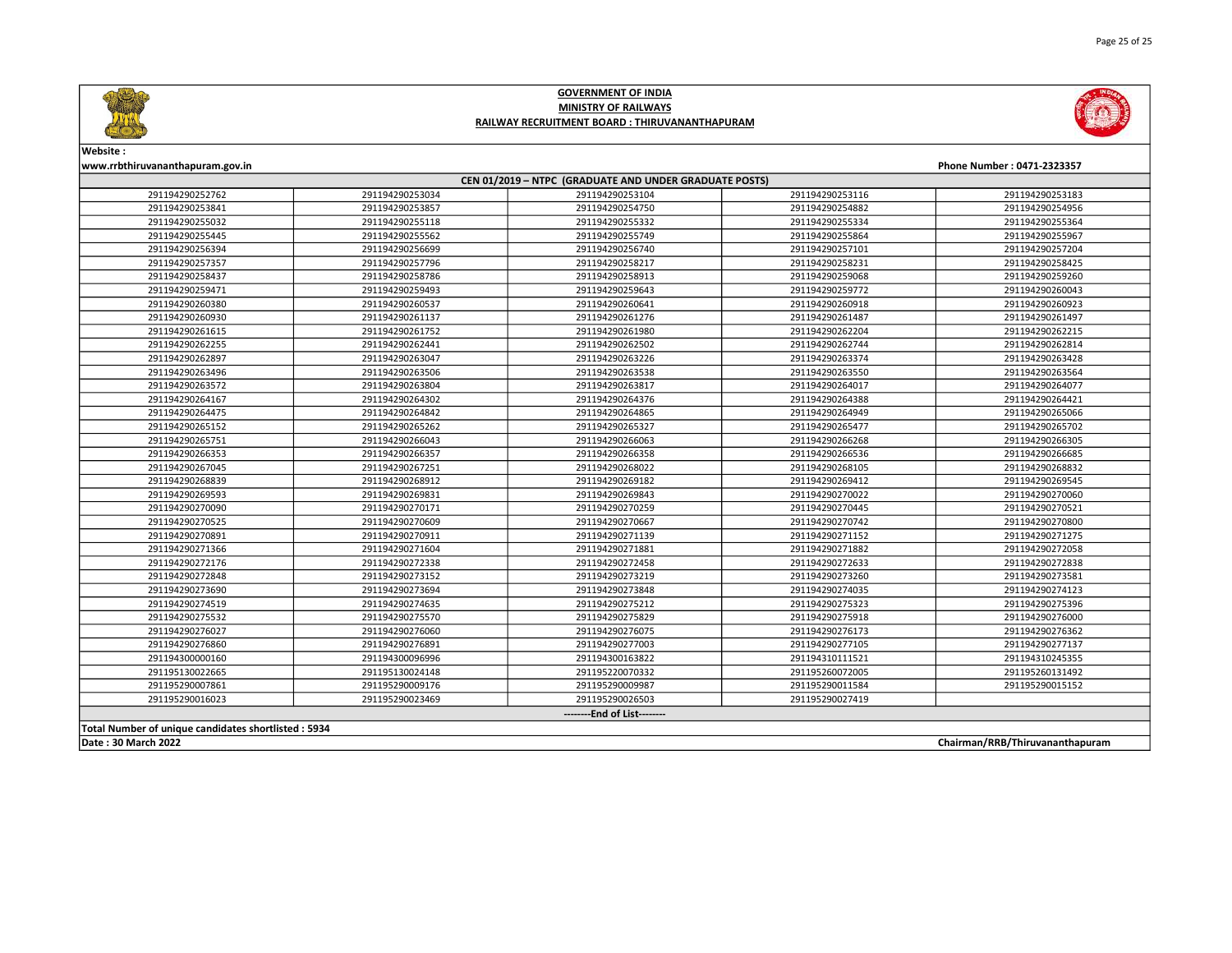# GOVERNMENT OF INDIA
## MINISTRY OF RAILWAYS
## RAILWAY RECRUITMENT BOARD : THIRUVANANTHAPURAM

**Website :**
**www.rrbthiruvananthapuram.gov.in**

**Phone Number : 0471-2323357**

**CEN 01/2019 – NTPC (GRADUATE AND UNDER GRADUATE POSTS)**

| | | | | |
|---|---|---|---|---|
| 291194290252762 | 291194290253034 | 291194290253104 | 291194290253116 | 291194290253183 |
| 291194290253841 | 291194290253857 | 291194290254750 | 291194290254882 | 291194290254956 |
| 291194290255032 | 291194290255118 | 291194290255332 | 291194290255334 | 291194290255364 |
| 291194290255445 | 291194290255562 | 291194290255749 | 291194290255864 | 291194290255967 |
| 291194290256394 | 291194290256699 | 291194290256740 | 291194290257101 | 291194290257204 |
| 291194290257357 | 291194290257796 | 291194290258217 | 291194290258231 | 291194290258425 |
| 291194290258437 | 291194290258786 | 291194290258913 | 291194290259068 | 291194290259260 |
| 291194290259471 | 291194290259493 | 291194290259643 | 291194290259772 | 291194290260043 |
| 291194290260380 | 291194290260537 | 291194290260641 | 291194290260918 | 291194290260923 |
| 291194290260930 | 291194290261137 | 291194290261276 | 291194290261487 | 291194290261497 |
| 291194290261615 | 291194290261752 | 291194290261980 | 291194290262204 | 291194290262215 |
| 291194290262255 | 291194290262441 | 291194290262502 | 291194290262744 | 291194290262814 |
| 291194290262897 | 291194290263047 | 291194290263226 | 291194290263374 | 291194290263428 |
| 291194290263496 | 291194290263506 | 291194290263538 | 291194290263550 | 291194290263564 |
| 291194290263572 | 291194290263804 | 291194290263817 | 291194290264017 | 291194290264077 |
| 291194290264167 | 291194290264302 | 291194290264376 | 291194290264388 | 291194290264421 |
| 291194290264475 | 291194290264842 | 291194290264865 | 291194290264949 | 291194290265066 |
| 291194290265152 | 291194290265262 | 291194290265327 | 291194290265477 | 291194290265702 |
| 291194290265751 | 291194290266043 | 291194290266063 | 291194290266268 | 291194290266305 |
| 291194290266353 | 291194290266357 | 291194290266358 | 291194290266536 | 291194290266685 |
| 291194290267045 | 291194290267251 | 291194290268022 | 291194290268105 | 291194290268832 |
| 291194290268839 | 291194290268912 | 291194290269182 | 291194290269412 | 291194290269545 |
| 291194290269593 | 291194290269831 | 291194290269843 | 291194290270022 | 291194290270060 |
| 291194290270090 | 291194290270171 | 291194290270259 | 291194290270445 | 291194290270521 |
| 291194290270525 | 291194290270609 | 291194290270667 | 291194290270742 | 291194290270800 |
| 291194290270891 | 291194290270911 | 291194290271139 | 291194290271152 | 291194290271275 |
| 291194290271366 | 291194290271604 | 291194290271881 | 291194290271882 | 291194290272058 |
| 291194290272176 | 291194290272338 | 291194290272458 | 291194290272633 | 291194290272838 |
| 291194290272848 | 291194290273152 | 291194290273219 | 291194290273260 | 291194290273581 |
| 291194290273690 | 291194290273694 | 291194290273848 | 291194290274035 | 291194290274123 |
| 291194290274519 | 291194290274635 | 291194290275212 | 291194290275323 | 291194290275396 |
| 291194290275532 | 291194290275570 | 291194290275829 | 291194290275918 | 291194290276000 |
| 291194290276027 | 291194290276060 | 291194290276075 | 291194290276173 | 291194290276362 |
| 291194290276860 | 291194290276891 | 291194290277003 | 291194290277105 | 291194290277137 |
| 291194300000160 | 291194300096996 | 291194300163822 | 291194310111521 | 291194310245355 |
| 291195130022665 | 291195130024148 | 291195220070332 | 291195260072005 | 291195260131492 |
| 291195290007861 | 291195290009176 | 291195290009987 | 291195290011584 | 291195290015152 |
| 291195290016023 | 291195290023469 | 291195290026503 | 291195290027419 | |

--------End of List--------

**Total Number of unique candidates shortlisted : 5934**

**Date : 30 March 2022**

**Chairman/RRB/Thiruvananthapuram**